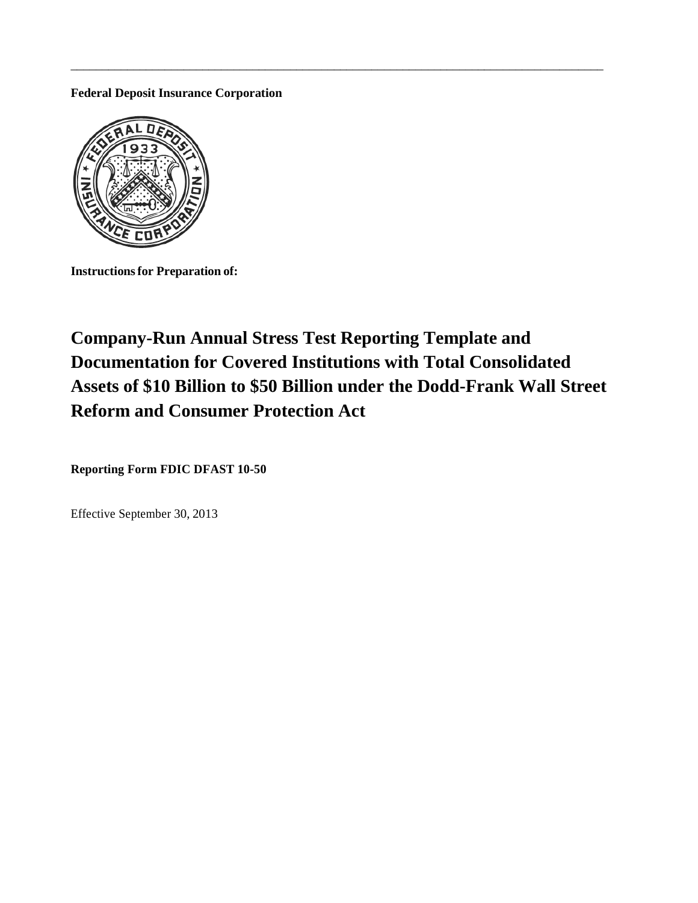**Federal Deposit Insurance Corporation**

**Instructions for Preparation of:**

# Company-Run Annual Stress Test Reporting Template and Documentation for Covered Institutions with Total Consolidated Assets of $10 Billion to $50 Billion under the Dodd-Frank Wall Street Reform and Consumer Protection Act

**Reporting Form FDIC DFAST 10-50**

Effective September 30, 2013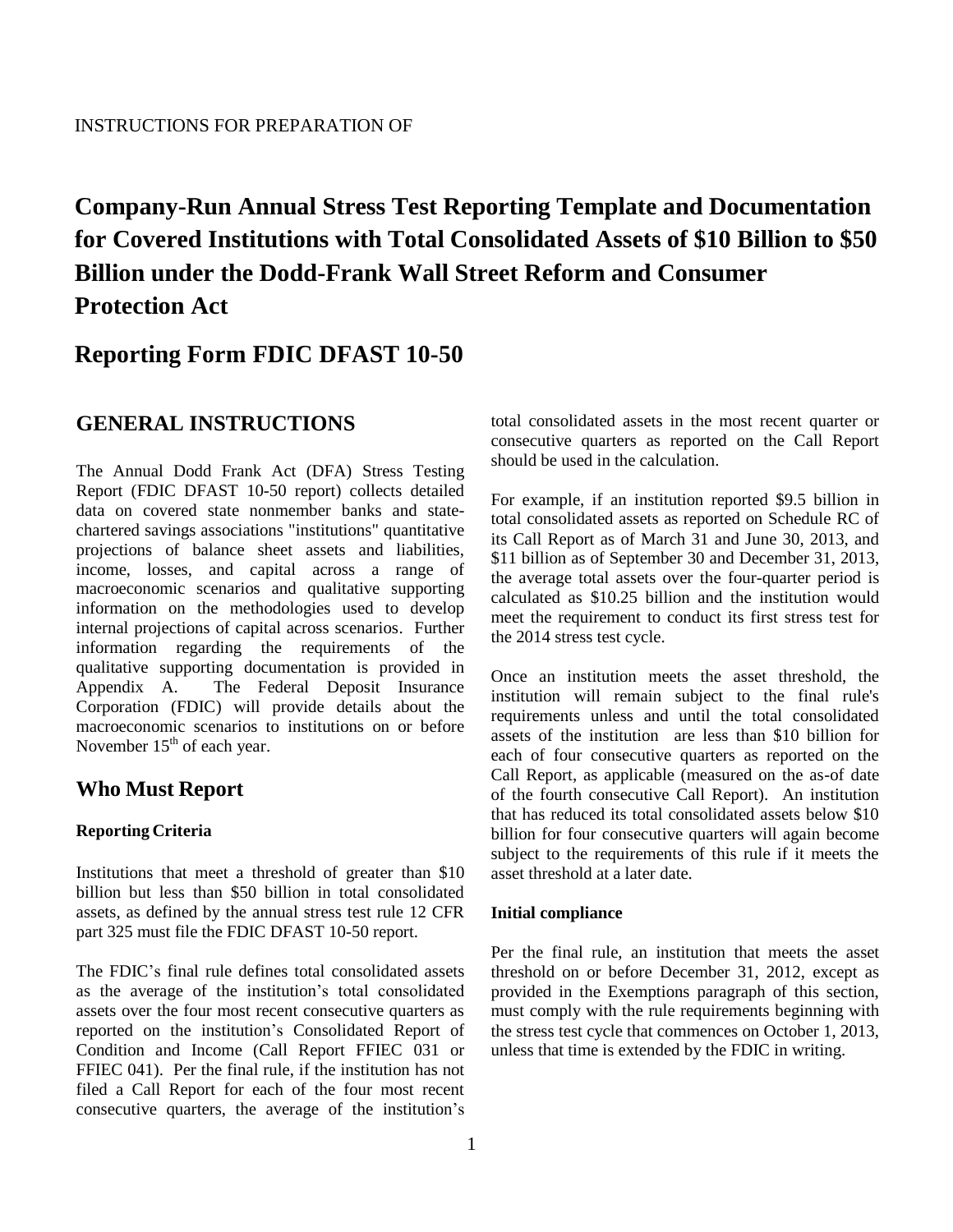INSTRUCTIONS FOR PREPARATION OF

# Company-Run Annual Stress Test Reporting Template and Documentation for Covered Institutions with Total Consolidated Assets of $10 Billion to $50 Billion under the Dodd-Frank Wall Street Reform and Consumer Protection Act

# Reporting Form FDIC DFAST 10-50

## GENERAL INSTRUCTIONS

The Annual Dodd Frank Act (DFA) Stress Testing Report (FDIC DFAST 10-50 report) collects detailed data on covered state nonmember banks and state-chartered savings associations "institutions" quantitative projections of balance sheet assets and liabilities, income, losses, and capital across a range of macroeconomic scenarios and qualitative supporting information on the methodologies used to develop internal projections of capital across scenarios. Further information regarding the requirements of the qualitative supporting documentation is provided in Appendix A. The Federal Deposit Insurance Corporation (FDIC) will provide details about the macroeconomic scenarios to institutions on or before November 15th of each year.

## Who Must Report

### Reporting Criteria

Institutions that meet a threshold of greater than $10 billion but less than $50 billion in total consolidated assets, as defined by the annual stress test rule 12 CFR part 325 must file the FDIC DFAST 10-50 report.

The FDIC's final rule defines total consolidated assets as the average of the institution's total consolidated assets over the four most recent consecutive quarters as reported on the institution's Consolidated Report of Condition and Income (Call Report FFIEC 031 or FFIEC 041). Per the final rule, if the institution has not filed a Call Report for each of the four most recent consecutive quarters, the average of the institution's total consolidated assets in the most recent quarter or consecutive quarters as reported on the Call Report should be used in the calculation.

For example, if an institution reported $9.5 billion in total consolidated assets as reported on Schedule RC of its Call Report as of March 31 and June 30, 2013, and $11 billion as of September 30 and December 31, 2013, the average total assets over the four-quarter period is calculated as $10.25 billion and the institution would meet the requirement to conduct its first stress test for the 2014 stress test cycle.

Once an institution meets the asset threshold, the institution will remain subject to the final rule's requirements unless and until the total consolidated assets of the institution are less than $10 billion for each of four consecutive quarters as reported on the Call Report, as applicable (measured on the as-of date of the fourth consecutive Call Report). An institution that has reduced its total consolidated assets below $10 billion for four consecutive quarters will again become subject to the requirements of this rule if it meets the asset threshold at a later date.

### Initial compliance

Per the final rule, an institution that meets the asset threshold on or before December 31, 2012, except as provided in the Exemptions paragraph of this section, must comply with the rule requirements beginning with the stress test cycle that commences on October 1, 2013, unless that time is extended by the FDIC in writing.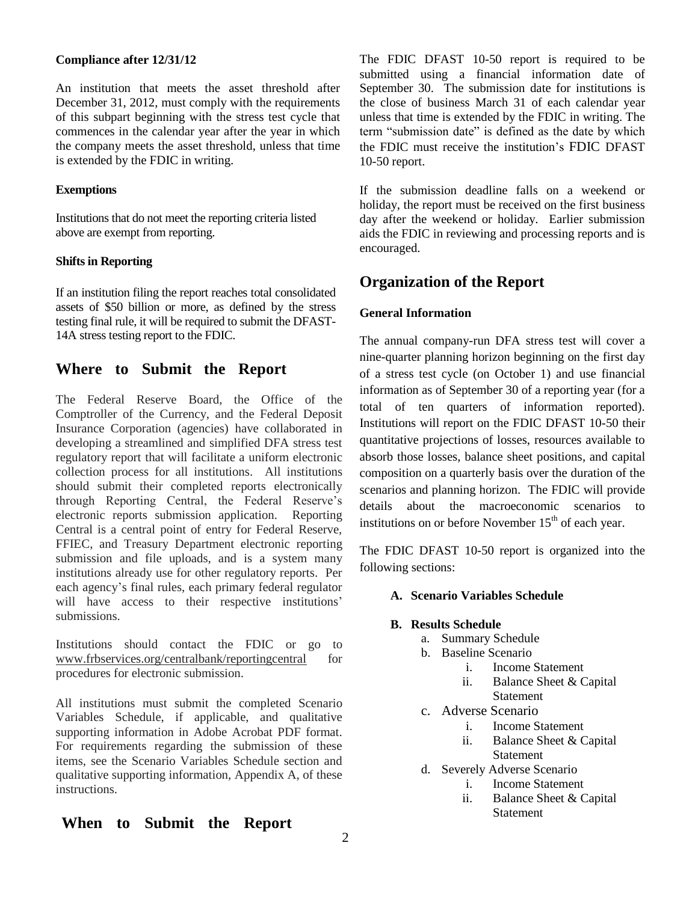**Compliance after 12/31/12**

An institution that meets the asset threshold after December 31, 2012, must comply with the requirements of this subpart beginning with the stress test cycle that commences in the calendar year after the year in which the company meets the asset threshold, unless that time is extended by the FDIC in writing.

**Exemptions**

Institutions that do not meet the reporting criteria listed above are exempt from reporting.

**Shifts in Reporting**

If an institution filing the report reaches total consolidated assets of $50 billion or more, as defined by the stress testing final rule, it will be required to submit the DFAST-14A stress testing report to the FDIC.

## Where to Submit the Report

The Federal Reserve Board, the Office of the Comptroller of the Currency, and the Federal Deposit Insurance Corporation (agencies) have collaborated in developing a streamlined and simplified DFA stress test regulatory report that will facilitate a uniform electronic collection process for all institutions. All institutions should submit their completed reports electronically through Reporting Central, the Federal Reserve's electronic reports submission application. Reporting Central is a central point of entry for Federal Reserve, FFIEC, and Treasury Department electronic reporting submission and file uploads, and is a system many institutions already use for other regulatory reports. Per each agency's final rules, each primary federal regulator will have access to their respective institutions' submissions.

Institutions should contact the FDIC or go to www.frbservices.org/centralbank/reportingcentral for procedures for electronic submission.

All institutions must submit the completed Scenario Variables Schedule, if applicable, and qualitative supporting information in Adobe Acrobat PDF format. For requirements regarding the submission of these items, see the Scenario Variables Schedule section and qualitative supporting information, Appendix A, of these instructions.

## When to Submit the Report

The FDIC DFAST 10-50 report is required to be submitted using a financial information date of September 30. The submission date for institutions is the close of business March 31 of each calendar year unless that time is extended by the FDIC in writing. The term "submission date" is defined as the date by which the FDIC must receive the institution's FDIC DFAST 10-50 report.

If the submission deadline falls on a weekend or holiday, the report must be received on the first business day after the weekend or holiday. Earlier submission aids the FDIC in reviewing and processing reports and is encouraged.

## Organization of the Report

**General Information**

The annual company-run DFA stress test will cover a nine-quarter planning horizon beginning on the first day of a stress test cycle (on October 1) and use financial information as of September 30 of a reporting year (for a total of ten quarters of information reported). Institutions will report on the FDIC DFAST 10-50 their quantitative projections of losses, resources available to absorb those losses, balance sheet positions, and capital composition on a quarterly basis over the duration of the scenarios and planning horizon. The FDIC will provide details about the macroeconomic scenarios to institutions on or before November 15th of each year.

The FDIC DFAST 10-50 report is organized into the following sections:

- **A. Scenario Variables Schedule**
- **B. Results Schedule**
  - a. Summary Schedule
  - b. Baseline Scenario
    - i. Income Statement
    - ii. Balance Sheet & Capital Statement
  - c. Adverse Scenario
    - i. Income Statement
    - ii. Balance Sheet & Capital Statement
  - d. Severely Adverse Scenario
    - i. Income Statement
    - ii. Balance Sheet & Capital Statement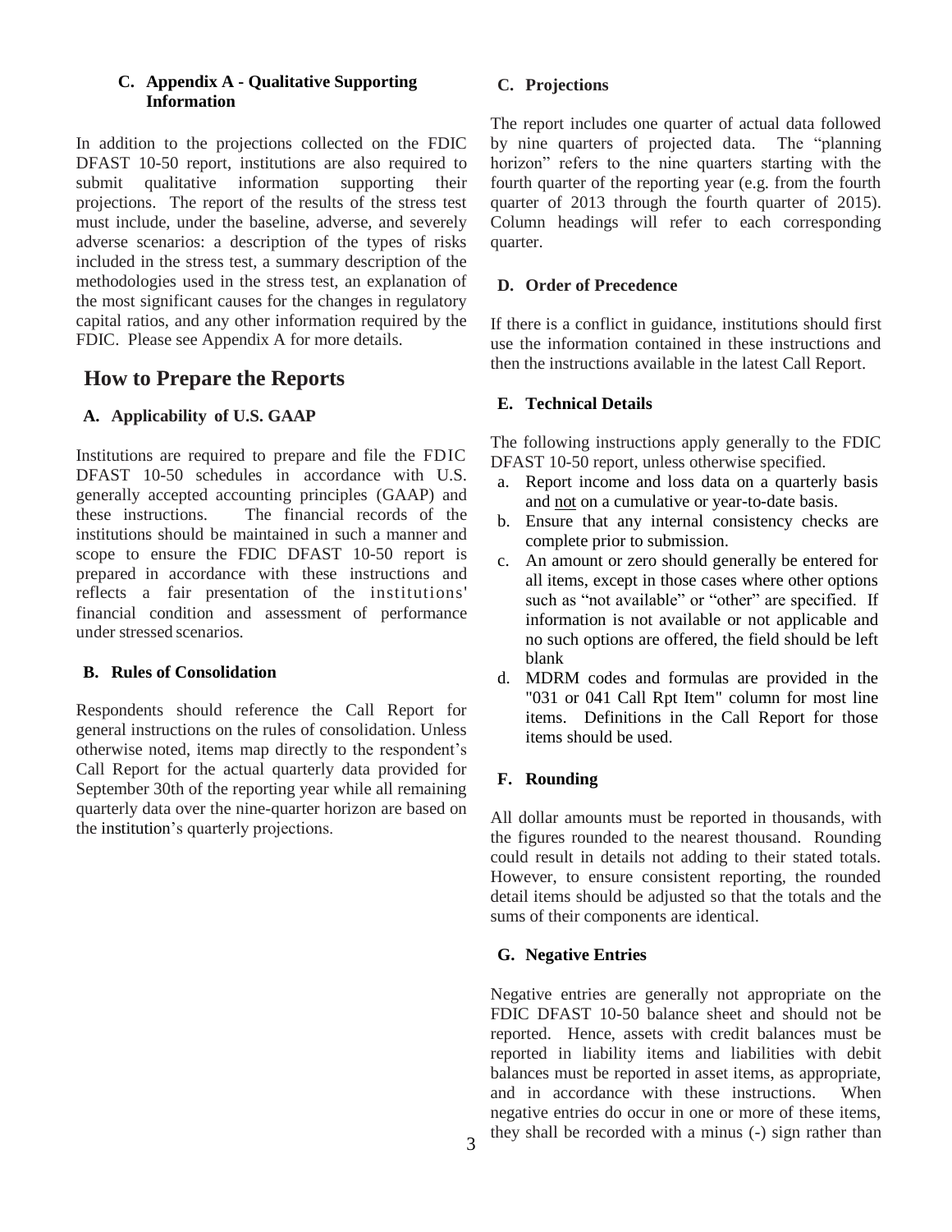### C. Appendix A - Qualitative Supporting Information

In addition to the projections collected on the FDIC DFAST 10-50 report, institutions are also required to submit qualitative information supporting their projections. The report of the results of the stress test must include, under the baseline, adverse, and severely adverse scenarios: a description of the types of risks included in the stress test, a summary description of the methodologies used in the stress test, an explanation of the most significant causes for the changes in regulatory capital ratios, and any other information required by the FDIC. Please see Appendix A for more details.

## How to Prepare the Reports

### A. Applicability of U.S. GAAP

Institutions are required to prepare and file the FDIC DFAST 10-50 schedules in accordance with U.S. generally accepted accounting principles (GAAP) and these instructions. The financial records of the institutions should be maintained in such a manner and scope to ensure the FDIC DFAST 10-50 report is prepared in accordance with these instructions and reflects a fair presentation of the institutions' financial condition and assessment of performance under stressed scenarios.

### B. Rules of Consolidation

Respondents should reference the Call Report for general instructions on the rules of consolidation. Unless otherwise noted, items map directly to the respondent's Call Report for the actual quarterly data provided for September 30th of the reporting year while all remaining quarterly data over the nine-quarter horizon are based on the institution's quarterly projections.

### C. Projections

The report includes one quarter of actual data followed by nine quarters of projected data. The "planning horizon" refers to the nine quarters starting with the fourth quarter of the reporting year (e.g. from the fourth quarter of 2013 through the fourth quarter of 2015). Column headings will refer to each corresponding quarter.

### D. Order of Precedence

If there is a conflict in guidance, institutions should first use the information contained in these instructions and then the instructions available in the latest Call Report.

### E. Technical Details

The following instructions apply generally to the FDIC DFAST 10-50 report, unless otherwise specified.

a. Report income and loss data on a quarterly basis and not on a cumulative or year-to-date basis.
b. Ensure that any internal consistency checks are complete prior to submission.
c. An amount or zero should generally be entered for all items, except in those cases where other options such as "not available" or "other" are specified. If information is not available or not applicable and no such options are offered, the field should be left blank
d. MDRM codes and formulas are provided in the "031 or 041 Call Rpt Item" column for most line items. Definitions in the Call Report for those items should be used.

### F. Rounding

All dollar amounts must be reported in thousands, with the figures rounded to the nearest thousand. Rounding could result in details not adding to their stated totals. However, to ensure consistent reporting, the rounded detail items should be adjusted so that the totals and the sums of their components are identical.

### G. Negative Entries

Negative entries are generally not appropriate on the FDIC DFAST 10-50 balance sheet and should not be reported. Hence, assets with credit balances must be reported in liability items and liabilities with debit balances must be reported in asset items, as appropriate, and in accordance with these instructions. When negative entries do occur in one or more of these items, they shall be recorded with a minus (-) sign rather than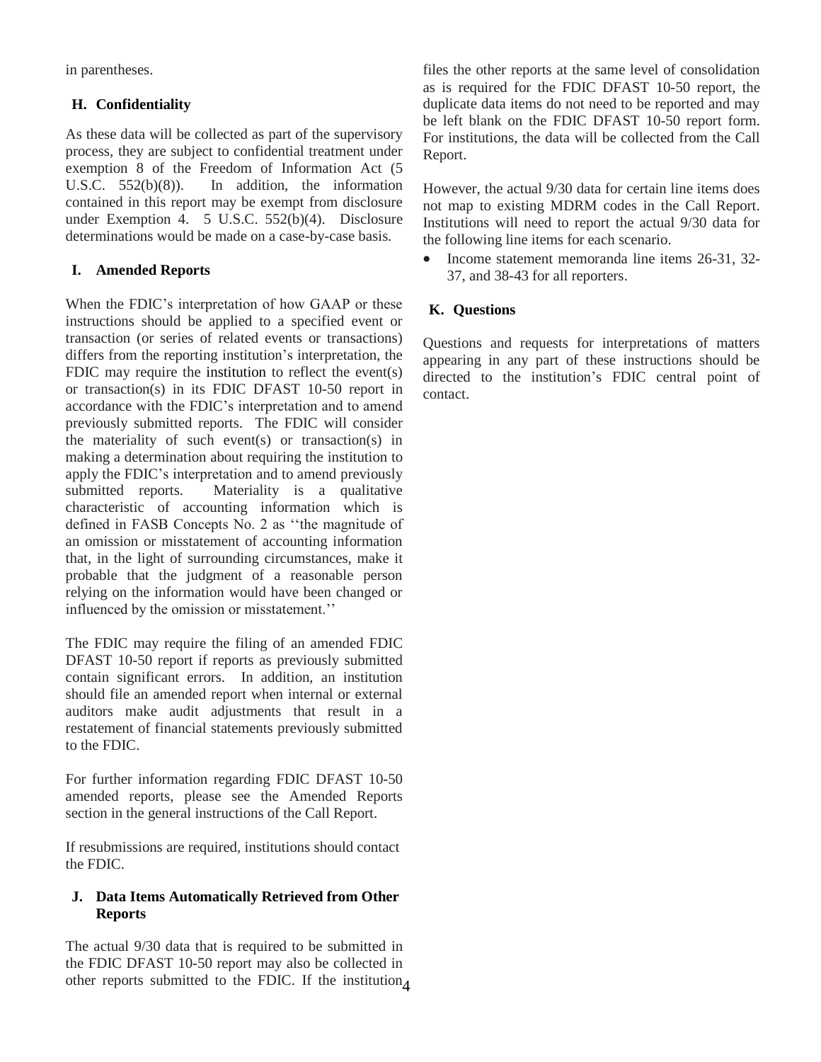in parentheses.

## H. Confidentiality

As these data will be collected as part of the supervisory process, they are subject to confidential treatment under exemption 8 of the Freedom of Information Act (5 U.S.C. 552(b)(8)). In addition, the information contained in this report may be exempt from disclosure under Exemption 4. 5 U.S.C. 552(b)(4). Disclosure determinations would be made on a case-by-case basis.

## I. Amended Reports

When the FDIC's interpretation of how GAAP or these instructions should be applied to a specified event or transaction (or series of related events or transactions) differs from the reporting institution's interpretation, the FDIC may require the institution to reflect the event(s) or transaction(s) in its FDIC DFAST 10-50 report in accordance with the FDIC's interpretation and to amend previously submitted reports. The FDIC will consider the materiality of such event(s) or transaction(s) in making a determination about requiring the institution to apply the FDIC's interpretation and to amend previously submitted reports. Materiality is a qualitative characteristic of accounting information which is defined in FASB Concepts No. 2 as ''the magnitude of an omission or misstatement of accounting information that, in the light of surrounding circumstances, make it probable that the judgment of a reasonable person relying on the information would have been changed or influenced by the omission or misstatement.''

The FDIC may require the filing of an amended FDIC DFAST 10-50 report if reports as previously submitted contain significant errors. In addition, an institution should file an amended report when internal or external auditors make audit adjustments that result in a restatement of financial statements previously submitted to the FDIC.

For further information regarding FDIC DFAST 10-50 amended reports, please see the Amended Reports section in the general instructions of the Call Report.

If resubmissions are required, institutions should contact the FDIC.

## J. Data Items Automatically Retrieved from Other Reports

The actual 9/30 data that is required to be submitted in the FDIC DFAST 10-50 report may also be collected in other reports submitted to the FDIC. If the institution files the other reports at the same level of consolidation as is required for the FDIC DFAST 10-50 report, the duplicate data items do not need to be reported and may be left blank on the FDIC DFAST 10-50 report form. For institutions, the data will be collected from the Call Report.

However, the actual 9/30 data for certain line items does not map to existing MDRM codes in the Call Report. Institutions will need to report the actual 9/30 data for the following line items for each scenario.

- Income statement memoranda line items 26-31, 32-37, and 38-43 for all reporters.

## K. Questions

Questions and requests for interpretations of matters appearing in any part of these instructions should be directed to the institution's FDIC central point of contact.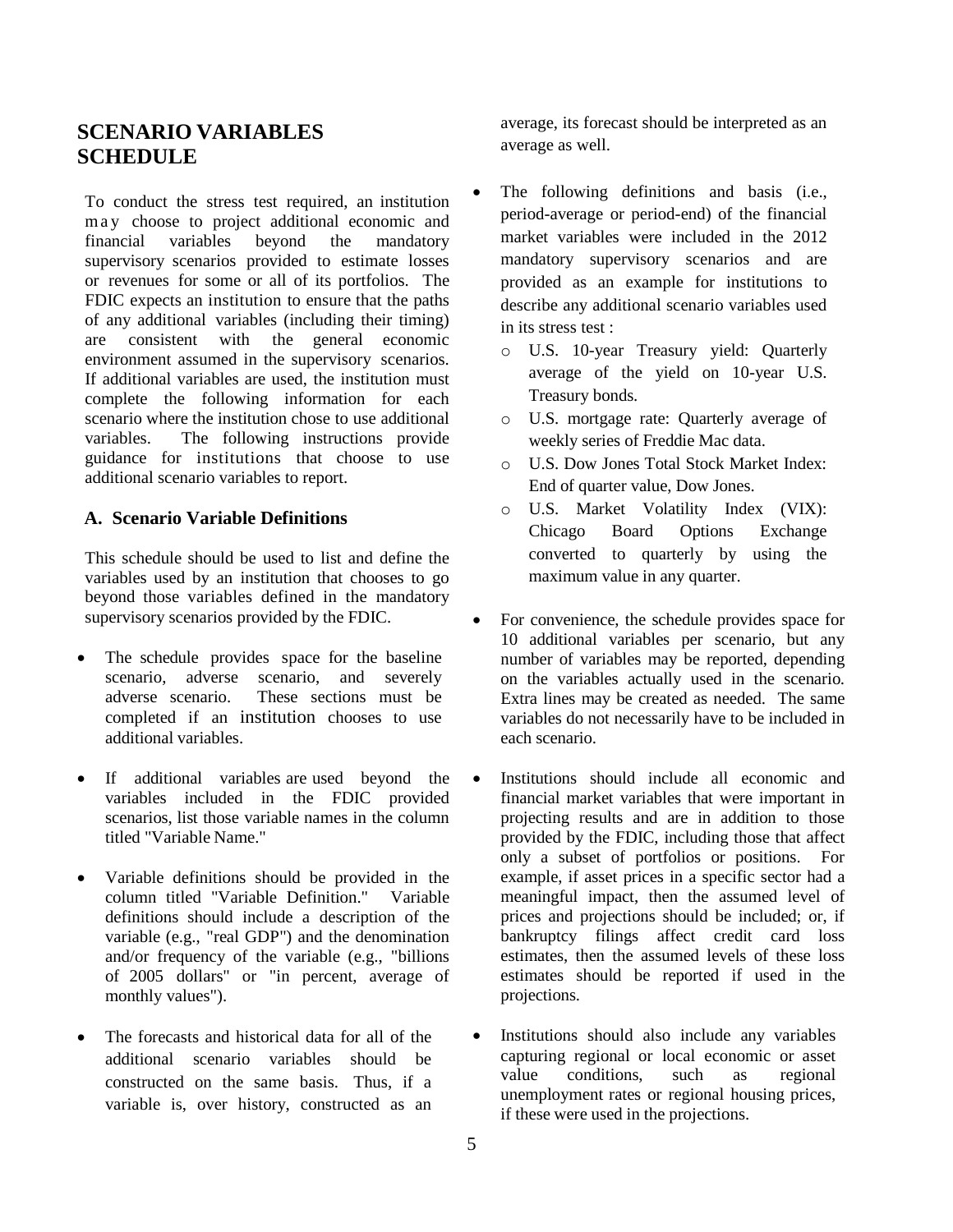# SCENARIO VARIABLES SCHEDULE

To conduct the stress test required, an institution may choose to project additional economic and financial variables beyond the mandatory supervisory scenarios provided to estimate losses or revenues for some or all of its portfolios. The FDIC expects an institution to ensure that the paths of any additional variables (including their timing) are consistent with the general economic environment assumed in the supervisory scenarios. If additional variables are used, the institution must complete the following information for each scenario where the institution chose to use additional variables. The following instructions provide guidance for institutions that choose to use additional scenario variables to report.

## A. Scenario Variable Definitions

This schedule should be used to list and define the variables used by an institution that chooses to go beyond those variables defined in the mandatory supervisory scenarios provided by the FDIC.

- The schedule provides space for the baseline scenario, adverse scenario, and severely adverse scenario. These sections must be completed if an institution chooses to use additional variables.
- If additional variables are used beyond the variables included in the FDIC provided scenarios, list those variable names in the column titled "Variable Name."
- Variable definitions should be provided in the column titled "Variable Definition." Variable definitions should include a description of the variable (e.g., "real GDP") and the denomination and/or frequency of the variable (e.g., "billions of 2005 dollars" or "in percent, average of monthly values").
- The forecasts and historical data for all of the additional scenario variables should be constructed on the same basis. Thus, if a variable is, over history, constructed as an average, its forecast should be interpreted as an average as well.
- The following definitions and basis (i.e., period-average or period-end) of the financial market variables were included in the 2012 mandatory supervisory scenarios and are provided as an example for institutions to describe any additional scenario variables used in its stress test :
  - U.S. 10-year Treasury yield: Quarterly average of the yield on 10-year U.S. Treasury bonds.
  - U.S. mortgage rate: Quarterly average of weekly series of Freddie Mac data.
  - U.S. Dow Jones Total Stock Market Index: End of quarter value, Dow Jones.
  - U.S. Market Volatility Index (VIX): Chicago Board Options Exchange converted to quarterly by using the maximum value in any quarter.
- For convenience, the schedule provides space for 10 additional variables per scenario, but any number of variables may be reported, depending on the variables actually used in the scenario. Extra lines may be created as needed. The same variables do not necessarily have to be included in each scenario.
- Institutions should include all economic and financial market variables that were important in projecting results and are in addition to those provided by the FDIC, including those that affect only a subset of portfolios or positions. For example, if asset prices in a specific sector had a meaningful impact, then the assumed level of prices and projections should be included; or, if bankruptcy filings affect credit card loss estimates, then the assumed levels of these loss estimates should be reported if used in the projections.
- Institutions should also include any variables capturing regional or local economic or asset value conditions, such as regional unemployment rates or regional housing prices, if these were used in the projections.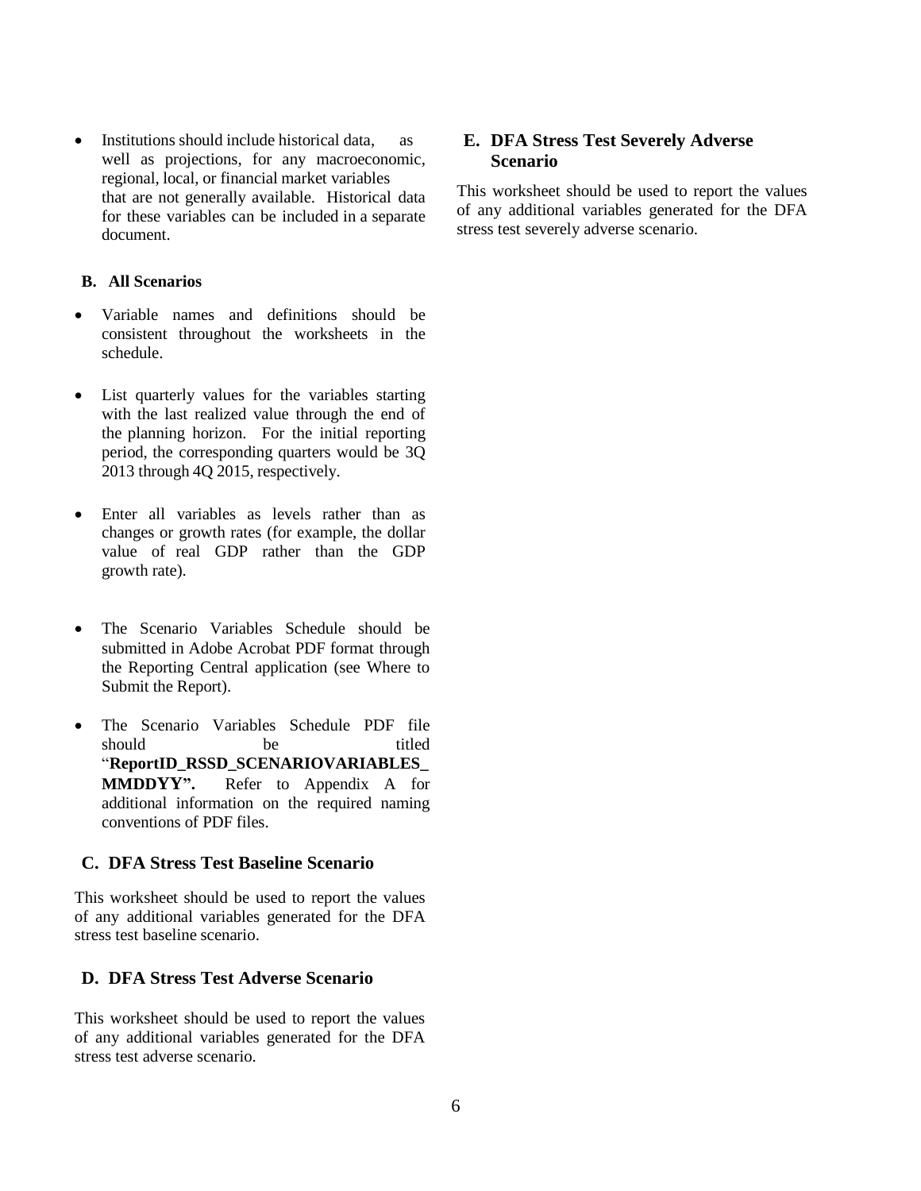- Institutions should include historical data, as well as projections, for any macroeconomic, regional, local, or financial market variables that are not generally available. Historical data for these variables can be included in a separate document.

### B. All Scenarios

- Variable names and definitions should be consistent throughout the worksheets in the schedule.
- List quarterly values for the variables starting with the last realized value through the end of the planning horizon. For the initial reporting period, the corresponding quarters would be 3Q 2013 through 4Q 2015, respectively.
- Enter all variables as levels rather than as changes or growth rates (for example, the dollar value of real GDP rather than the GDP growth rate).
- The Scenario Variables Schedule should be submitted in Adobe Acrobat PDF format through the Reporting Central application (see Where to Submit the Report).
- The Scenario Variables Schedule PDF file should be titled "**ReportID_RSSD_SCENARIOVARIABLES_MMDDYY".** Refer to Appendix A for additional information on the required naming conventions of PDF files.

### C. DFA Stress Test Baseline Scenario

This worksheet should be used to report the values of any additional variables generated for the DFA stress test baseline scenario.

### D. DFA Stress Test Adverse Scenario

This worksheet should be used to report the values of any additional variables generated for the DFA stress test adverse scenario.

### E. DFA Stress Test Severely Adverse Scenario

This worksheet should be used to report the values of any additional variables generated for the DFA stress test severely adverse scenario.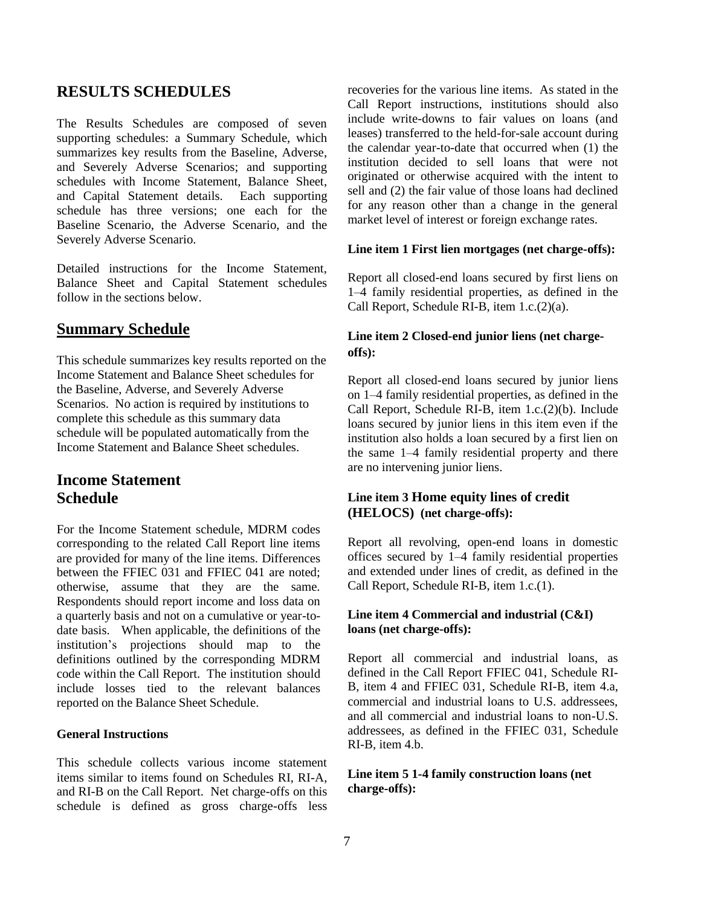# RESULTS SCHEDULES

The Results Schedules are composed of seven supporting schedules: a Summary Schedule, which summarizes key results from the Baseline, Adverse, and Severely Adverse Scenarios; and supporting schedules with Income Statement, Balance Sheet, and Capital Statement details. Each supporting schedule has three versions; one each for the Baseline Scenario, the Adverse Scenario, and the Severely Adverse Scenario.

Detailed instructions for the Income Statement, Balance Sheet and Capital Statement schedules follow in the sections below.

## Summary Schedule

This schedule summarizes key results reported on the Income Statement and Balance Sheet schedules for the Baseline, Adverse, and Severely Adverse Scenarios. No action is required by institutions to complete this schedule as this summary data schedule will be populated automatically from the Income Statement and Balance Sheet schedules.

## Income Statement Schedule

For the Income Statement schedule, MDRM codes corresponding to the related Call Report line items are provided for many of the line items. Differences between the FFIEC 031 and FFIEC 041 are noted; otherwise, assume that they are the same. Respondents should report income and loss data on a quarterly basis and not on a cumulative or year-to-date basis. When applicable, the definitions of the institution's projections should map to the definitions outlined by the corresponding MDRM code within the Call Report. The institution should include losses tied to the relevant balances reported on the Balance Sheet Schedule.

**General Instructions**

This schedule collects various income statement items similar to items found on Schedules RI, RI-A, and RI-B on the Call Report. Net charge-offs on this schedule is defined as gross charge-offs less recoveries for the various line items. As stated in the Call Report instructions, institutions should also include write-downs to fair values on loans (and leases) transferred to the held-for-sale account during the calendar year-to-date that occurred when (1) the institution decided to sell loans that were not originated or otherwise acquired with the intent to sell and (2) the fair value of those loans had declined for any reason other than a change in the general market level of interest or foreign exchange rates.

**Line item 1 First lien mortgages (net charge-offs):**

Report all closed-end loans secured by first liens on 1–4 family residential properties, as defined in the Call Report, Schedule RI-B, item 1.c.(2)(a).

**Line item 2 Closed-end junior liens (net charge-offs):**

Report all closed-end loans secured by junior liens on 1–4 family residential properties, as defined in the Call Report, Schedule RI-B, item 1.c.(2)(b). Include loans secured by junior liens in this item even if the institution also holds a loan secured by a first lien on the same 1–4 family residential property and there are no intervening junior liens.

**Line item 3 Home equity lines of credit (HELOCS) (net charge-offs):**

Report all revolving, open-end loans in domestic offices secured by 1–4 family residential properties and extended under lines of credit, as defined in the Call Report, Schedule RI-B, item 1.c.(1).

**Line item 4 Commercial and industrial (C&I) loans (net charge-offs):**

Report all commercial and industrial loans, as defined in the Call Report FFIEC 041, Schedule RI-B, item 4 and FFIEC 031, Schedule RI-B, item 4.a, commercial and industrial loans to U.S. addressees, and all commercial and industrial loans to non-U.S. addressees, as defined in the FFIEC 031, Schedule RI-B, item 4.b.

**Line item 5 1-4 family construction loans (net charge-offs):**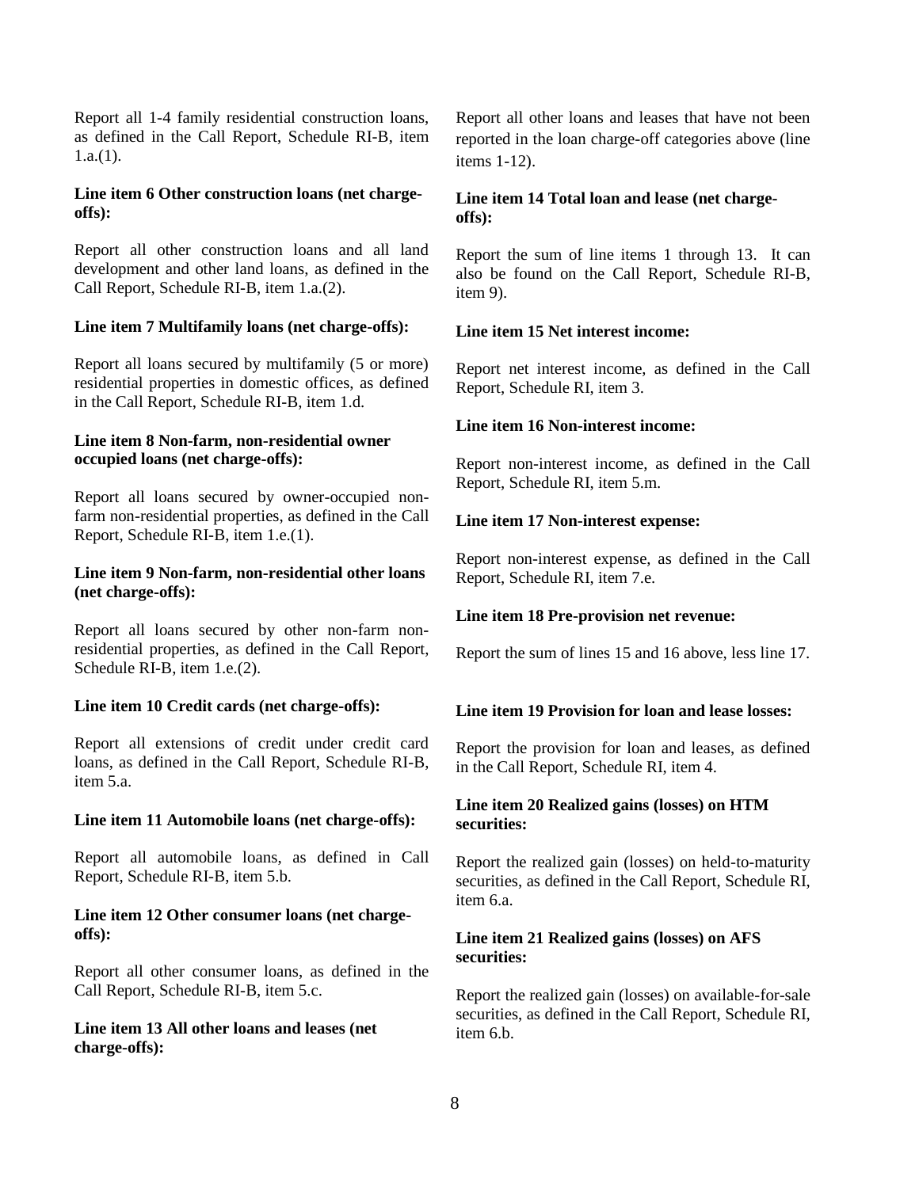Report all 1-4 family residential construction loans, as defined in the Call Report, Schedule RI-B, item 1.a.(1).

**Line item 6 Other construction loans (net charge-offs):**

Report all other construction loans and all land development and other land loans, as defined in the Call Report, Schedule RI-B, item 1.a.(2).

**Line item 7 Multifamily loans (net charge-offs):**

Report all loans secured by multifamily (5 or more) residential properties in domestic offices, as defined in the Call Report, Schedule RI-B, item 1.d.

**Line item 8 Non-farm, non-residential owner occupied loans (net charge-offs):**

Report all loans secured by owner-occupied non-farm non-residential properties, as defined in the Call Report, Schedule RI-B, item 1.e.(1).

**Line item 9 Non-farm, non-residential other loans (net charge-offs):**

Report all loans secured by other non-farm non-residential properties, as defined in the Call Report, Schedule RI-B, item 1.e.(2).

**Line item 10 Credit cards (net charge-offs):**

Report all extensions of credit under credit card loans, as defined in the Call Report, Schedule RI-B, item 5.a.

**Line item 11 Automobile loans (net charge-offs):**

Report all automobile loans, as defined in Call Report, Schedule RI-B, item 5.b.

**Line item 12 Other consumer loans (net charge-offs):**

Report all other consumer loans, as defined in the Call Report, Schedule RI-B, item 5.c.

**Line item 13 All other loans and leases (net charge-offs):**

Report all other loans and leases that have not been reported in the loan charge-off categories above (line items 1-12).

**Line item 14 Total loan and lease (net charge-offs):**

Report the sum of line items 1 through 13. It can also be found on the Call Report, Schedule RI-B, item 9).

**Line item 15 Net interest income:**

Report net interest income, as defined in the Call Report, Schedule RI, item 3.

**Line item 16 Non-interest income:**

Report non-interest income, as defined in the Call Report, Schedule RI, item 5.m.

**Line item 17 Non-interest expense:**

Report non-interest expense, as defined in the Call Report, Schedule RI, item 7.e.

**Line item 18 Pre-provision net revenue:**

Report the sum of lines 15 and 16 above, less line 17.

**Line item 19 Provision for loan and lease losses:**

Report the provision for loan and leases, as defined in the Call Report, Schedule RI, item 4.

**Line item 20 Realized gains (losses) on HTM securities:**

Report the realized gain (losses) on held-to-maturity securities, as defined in the Call Report, Schedule RI, item 6.a.

**Line item 21 Realized gains (losses) on AFS securities:**

Report the realized gain (losses) on available-for-sale securities, as defined in the Call Report, Schedule RI, item 6.b.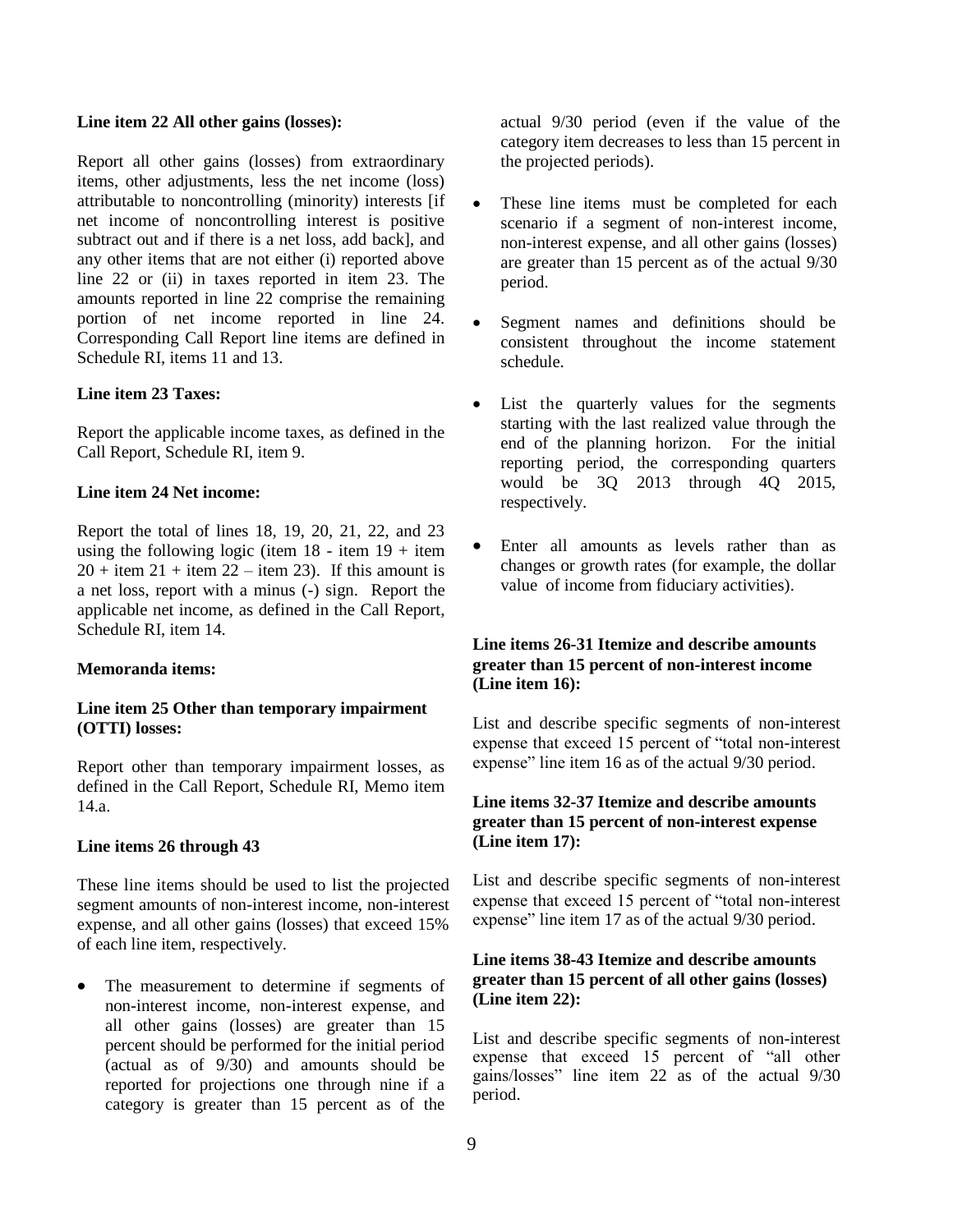**Line item 22 All other gains (losses):**

Report all other gains (losses) from extraordinary items, other adjustments, less the net income (loss) attributable to noncontrolling (minority) interests [if net income of noncontrolling interest is positive subtract out and if there is a net loss, add back], and any other items that are not either (i) reported above line 22 or (ii) in taxes reported in item 23. The amounts reported in line 22 comprise the remaining portion of net income reported in line 24. Corresponding Call Report line items are defined in Schedule RI, items 11 and 13.

**Line item 23 Taxes:**

Report the applicable income taxes, as defined in the Call Report, Schedule RI, item 9.

**Line item 24 Net income:**

Report the total of lines 18, 19, 20, 21, 22, and 23 using the following logic (item 18 - item 19 + item 20 + item 21 + item 22 – item 23). If this amount is a net loss, report with a minus (-) sign. Report the applicable net income, as defined in the Call Report, Schedule RI, item 14.

**Memoranda items:**

**Line item 25 Other than temporary impairment (OTTI) losses:**

Report other than temporary impairment losses, as defined in the Call Report, Schedule RI, Memo item 14.a.

**Line items 26 through 43**

These line items should be used to list the projected segment amounts of non-interest income, non-interest expense, and all other gains (losses) that exceed 15% of each line item, respectively.

- The measurement to determine if segments of non-interest income, non-interest expense, and all other gains (losses) are greater than 15 percent should be performed for the initial period (actual as of 9/30) and amounts should be reported for projections one through nine if a category is greater than 15 percent as of the actual 9/30 period (even if the value of the category item decreases to less than 15 percent in the projected periods).
- These line items must be completed for each scenario if a segment of non-interest income, non-interest expense, and all other gains (losses) are greater than 15 percent as of the actual 9/30 period.
- Segment names and definitions should be consistent throughout the income statement schedule.
- List the quarterly values for the segments starting with the last realized value through the end of the planning horizon. For the initial reporting period, the corresponding quarters would be 3Q 2013 through 4Q 2015, respectively.
- Enter all amounts as levels rather than as changes or growth rates (for example, the dollar value of income from fiduciary activities).

**Line items 26-31 Itemize and describe amounts greater than 15 percent of non-interest income (Line item 16):**

List and describe specific segments of non-interest expense that exceed 15 percent of "total non-interest expense" line item 16 as of the actual 9/30 period.

**Line items 32-37 Itemize and describe amounts greater than 15 percent of non-interest expense (Line item 17):**

List and describe specific segments of non-interest expense that exceed 15 percent of "total non-interest expense" line item 17 as of the actual 9/30 period.

**Line items 38-43 Itemize and describe amounts greater than 15 percent of all other gains (losses) (Line item 22):**

List and describe specific segments of non-interest expense that exceed 15 percent of "all other gains/losses" line item 22 as of the actual 9/30 period.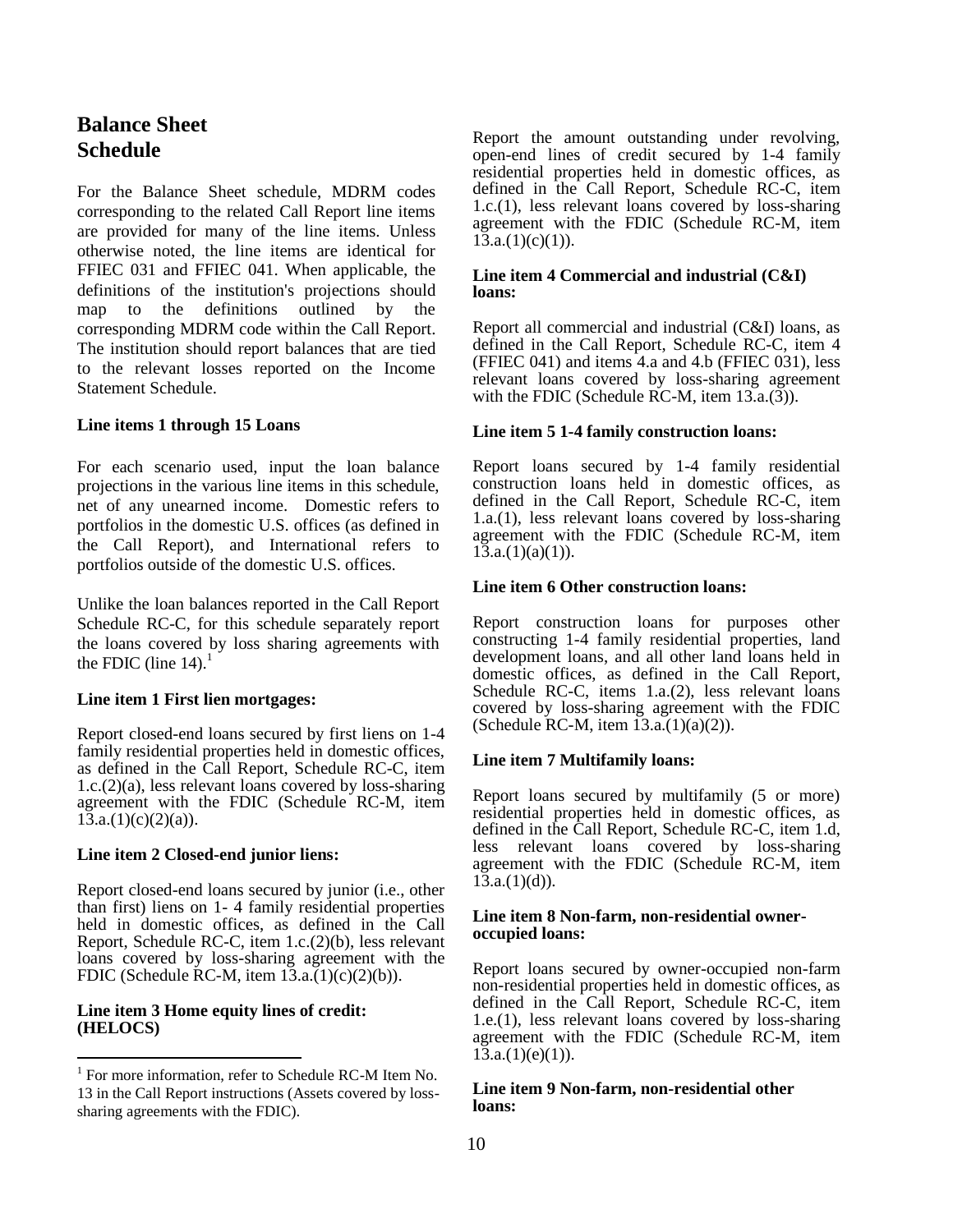# Balance Sheet Schedule

For the Balance Sheet schedule, MDRM codes corresponding to the related Call Report line items are provided for many of the line items. Unless otherwise noted, the line items are identical for FFIEC 031 and FFIEC 041. When applicable, the definitions of the institution's projections should map to the definitions outlined by the corresponding MDRM code within the Call Report. The institution should report balances that are tied to the relevant losses reported on the Income Statement Schedule.

**Line items 1 through 15 Loans**

For each scenario used, input the loan balance projections in the various line items in this schedule, net of any unearned income. Domestic refers to portfolios in the domestic U.S. offices (as defined in the Call Report), and International refers to portfolios outside of the domestic U.S. offices.

Unlike the loan balances reported in the Call Report Schedule RC-C, for this schedule separately report the loans covered by loss sharing agreements with the FDIC (line 14).[1]

**Line item 1 First lien mortgages:**

Report closed-end loans secured by first liens on 1-4 family residential properties held in domestic offices, as defined in the Call Report, Schedule RC-C, item 1.c.(2)(a), less relevant loans covered by loss-sharing agreement with the FDIC (Schedule RC-M, item 13.a.(1)(c)(2)(a)).

**Line item 2 Closed-end junior liens:**

Report closed-end loans secured by junior (i.e., other than first) liens on 1- 4 family residential properties held in domestic offices, as defined in the Call Report, Schedule RC-C, item 1.c.(2)(b), less relevant loans covered by loss-sharing agreement with the FDIC (Schedule RC-M, item 13.a.(1)(c)(2)(b)).

**Line item 3 Home equity lines of credit: (HELOCS)**

Report the amount outstanding under revolving, open-end lines of credit secured by 1-4 family residential properties held in domestic offices, as defined in the Call Report, Schedule RC-C, item 1.c.(1), less relevant loans covered by loss-sharing agreement with the FDIC (Schedule RC-M, item 13.a.(1)(c)(1)).

**Line item 4 Commercial and industrial (C&I) loans:**

Report all commercial and industrial (C&I) loans, as defined in the Call Report, Schedule RC-C, item 4 (FFIEC 041) and items 4.a and 4.b (FFIEC 031), less relevant loans covered by loss-sharing agreement with the FDIC (Schedule RC-M, item 13.a.(3)).

**Line item 5 1-4 family construction loans:**

Report loans secured by 1-4 family residential construction loans held in domestic offices, as defined in the Call Report, Schedule RC-C, item 1.a.(1), less relevant loans covered by loss-sharing agreement with the FDIC (Schedule RC-M, item 13.a.(1)(a)(1)).

**Line item 6 Other construction loans:**

Report construction loans for purposes other constructing 1-4 family residential properties, land development loans, and all other land loans held in domestic offices, as defined in the Call Report, Schedule RC-C, items 1.a.(2), less relevant loans covered by loss-sharing agreement with the FDIC (Schedule RC-M, item 13.a.(1)(a)(2)).

**Line item 7 Multifamily loans:**

Report loans secured by multifamily (5 or more) residential properties held in domestic offices, as defined in the Call Report, Schedule RC-C, item 1.d, less relevant loans covered by loss-sharing agreement with the FDIC (Schedule RC-M, item 13.a.(1)(d)).

**Line item 8 Non-farm, non-residential owner-occupied loans:**

Report loans secured by owner-occupied non-farm non-residential properties held in domestic offices, as defined in the Call Report, Schedule RC-C, item 1.e.(1), less relevant loans covered by loss-sharing agreement with the FDIC (Schedule RC-M, item 13.a.(1)(e)(1)).

**Line item 9 Non-farm, non-residential other loans:**

[1] For more information, refer to Schedule RC-M Item No. 13 in the Call Report instructions (Assets covered by loss-sharing agreements with the FDIC).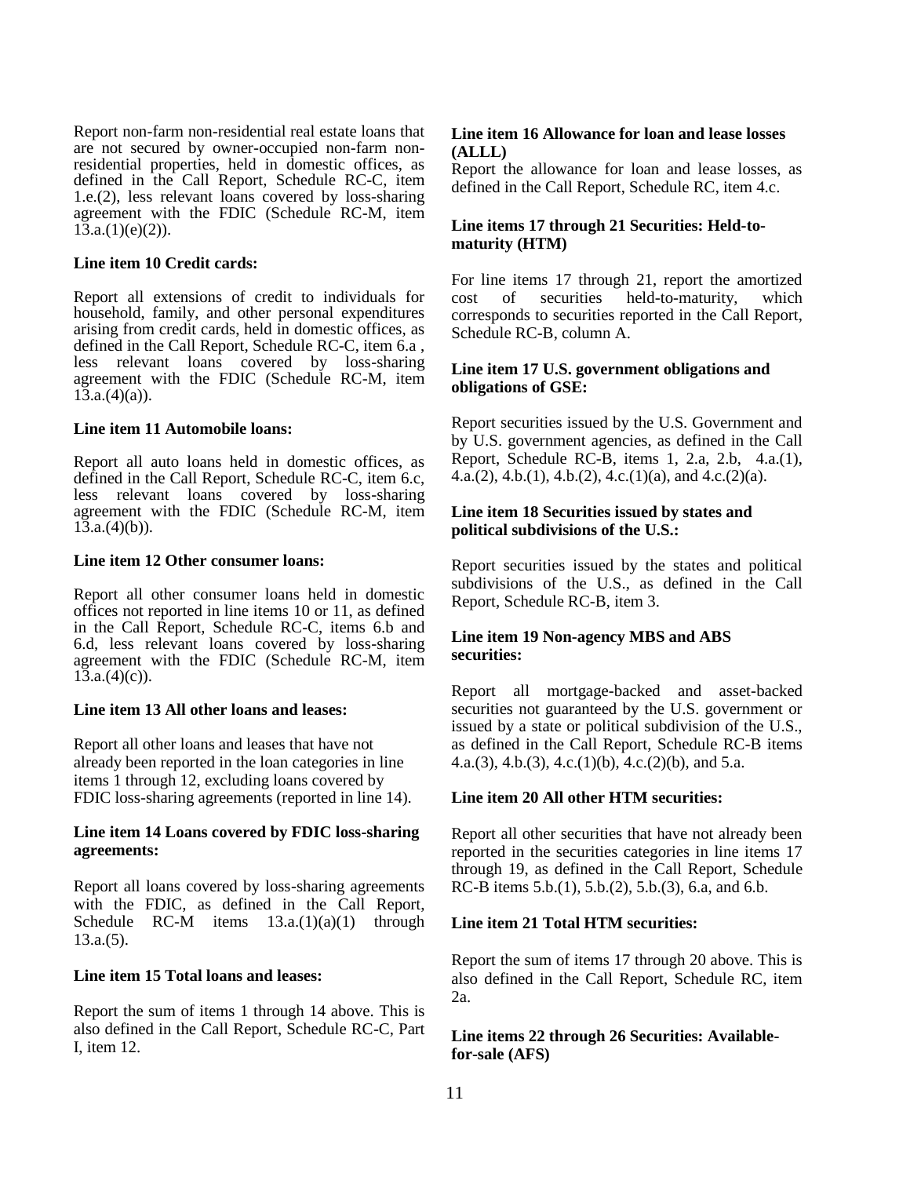Report non-farm non-residential real estate loans that are not secured by owner-occupied non-farm non-residential properties, held in domestic offices, as defined in the Call Report, Schedule RC-C, item 1.e.(2), less relevant loans covered by loss-sharing agreement with the FDIC (Schedule RC-M, item 13.a.(1)(e)(2)).

**Line item 10 Credit cards:**

Report all extensions of credit to individuals for household, family, and other personal expenditures arising from credit cards, held in domestic offices, as defined in the Call Report, Schedule RC-C, item 6.a , less relevant loans covered by loss-sharing agreement with the FDIC (Schedule RC-M, item 13.a.(4)(a)).

**Line item 11 Automobile loans:**

Report all auto loans held in domestic offices, as defined in the Call Report, Schedule RC-C, item 6.c, less relevant loans covered by loss-sharing agreement with the FDIC (Schedule RC-M, item 13.a.(4)(b)).

**Line item 12 Other consumer loans:**

Report all other consumer loans held in domestic offices not reported in line items 10 or 11, as defined in the Call Report, Schedule RC-C, items 6.b and 6.d, less relevant loans covered by loss-sharing agreement with the FDIC (Schedule RC-M, item 13.a.(4)(c)).

**Line item 13 All other loans and leases:**

Report all other loans and leases that have not already been reported in the loan categories in line items 1 through 12, excluding loans covered by FDIC loss-sharing agreements (reported in line 14).

**Line item 14 Loans covered by FDIC loss-sharing agreements:**

Report all loans covered by loss-sharing agreements with the FDIC, as defined in the Call Report, Schedule RC-M items 13.a.(1)(a)(1) through 13.a.(5).

**Line item 15 Total loans and leases:**

Report the sum of items 1 through 14 above. This is also defined in the Call Report, Schedule RC-C, Part I, item 12.

**Line item 16 Allowance for loan and lease losses (ALLL)**

Report the allowance for loan and lease losses, as defined in the Call Report, Schedule RC, item 4.c.

**Line items 17 through 21 Securities: Held-to-maturity (HTM)**

For line items 17 through 21, report the amortized cost of securities held-to-maturity, which corresponds to securities reported in the Call Report, Schedule RC-B, column A.

**Line item 17 U.S. government obligations and obligations of GSE:**

Report securities issued by the U.S. Government and by U.S. government agencies, as defined in the Call Report, Schedule RC-B, items 1, 2.a, 2.b, 4.a.(1), 4.a.(2), 4.b.(1), 4.b.(2), 4.c.(1)(a), and 4.c.(2)(a).

**Line item 18 Securities issued by states and political subdivisions of the U.S.:**

Report securities issued by the states and political subdivisions of the U.S., as defined in the Call Report, Schedule RC-B, item 3.

**Line item 19 Non-agency MBS and ABS securities:**

Report all mortgage-backed and asset-backed securities not guaranteed by the U.S. government or issued by a state or political subdivision of the U.S., as defined in the Call Report, Schedule RC-B items 4.a.(3), 4.b.(3), 4.c.(1)(b), 4.c.(2)(b), and 5.a.

**Line item 20 All other HTM securities:**

Report all other securities that have not already been reported in the securities categories in line items 17 through 19, as defined in the Call Report, Schedule RC-B items 5.b.(1), 5.b.(2), 5.b.(3), 6.a, and 6.b.

**Line item 21 Total HTM securities:**

Report the sum of items 17 through 20 above. This is also defined in the Call Report, Schedule RC, item 2a.

**Line items 22 through 26 Securities: Available-for-sale (AFS)**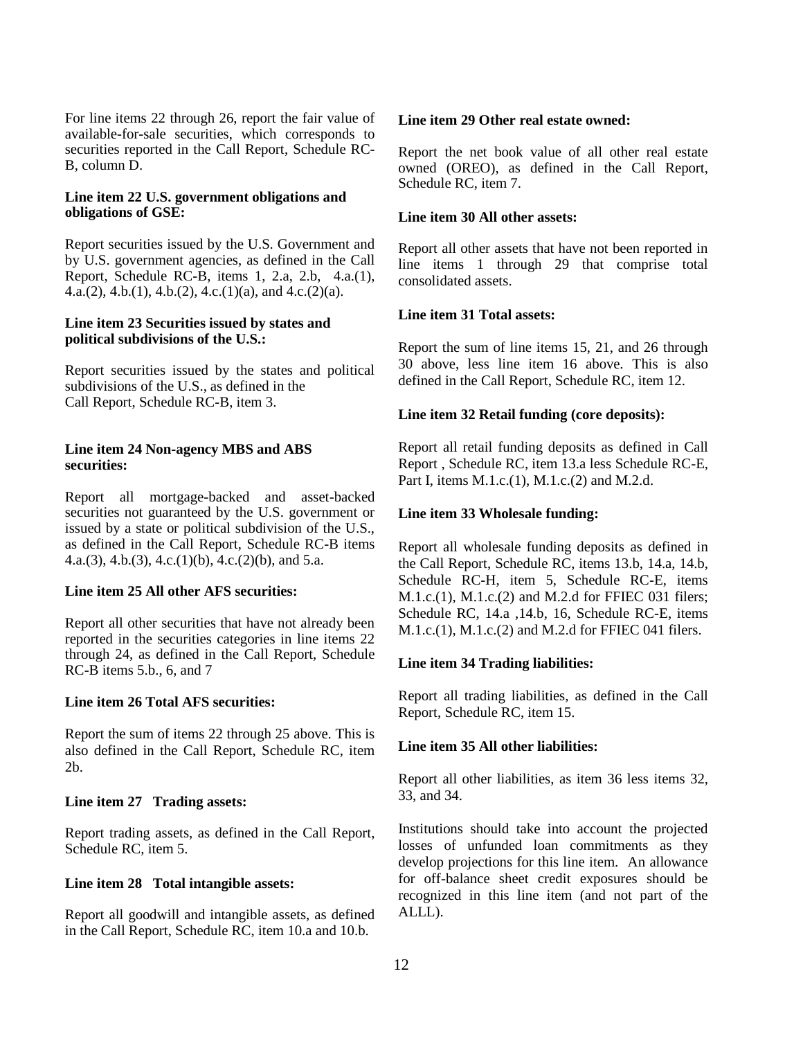For line items 22 through 26, report the fair value of available-for-sale securities, which corresponds to securities reported in the Call Report, Schedule RC-B, column D.

**Line item 22 U.S. government obligations and obligations of GSE:**

Report securities issued by the U.S. Government and by U.S. government agencies, as defined in the Call Report, Schedule RC-B, items 1, 2.a, 2.b, 4.a.(1), 4.a.(2), 4.b.(1), 4.b.(2), 4.c.(1)(a), and 4.c.(2)(a).

**Line item 23 Securities issued by states and political subdivisions of the U.S.:**

Report securities issued by the states and political subdivisions of the U.S., as defined in the Call Report, Schedule RC-B, item 3.

**Line item 24 Non-agency MBS and ABS securities:**

Report all mortgage-backed and asset-backed securities not guaranteed by the U.S. government or issued by a state or political subdivision of the U.S., as defined in the Call Report, Schedule RC-B items 4.a.(3), 4.b.(3), 4.c.(1)(b), 4.c.(2)(b), and 5.a.

**Line item 25 All other AFS securities:**

Report all other securities that have not already been reported in the securities categories in line items 22 through 24, as defined in the Call Report, Schedule RC-B items 5.b., 6, and 7

**Line item 26 Total AFS securities:**

Report the sum of items 22 through 25 above. This is also defined in the Call Report, Schedule RC, item 2b.

**Line item 27 Trading assets:**

Report trading assets, as defined in the Call Report, Schedule RC, item 5.

**Line item 28 Total intangible assets:**

Report all goodwill and intangible assets, as defined in the Call Report, Schedule RC, item 10.a and 10.b.

**Line item 29 Other real estate owned:**

Report the net book value of all other real estate owned (OREO), as defined in the Call Report, Schedule RC, item 7.

**Line item 30 All other assets:**

Report all other assets that have not been reported in line items 1 through 29 that comprise total consolidated assets.

**Line item 31 Total assets:**

Report the sum of line items 15, 21, and 26 through 30 above, less line item 16 above. This is also defined in the Call Report, Schedule RC, item 12.

**Line item 32 Retail funding (core deposits):**

Report all retail funding deposits as defined in Call Report , Schedule RC, item 13.a less Schedule RC-E, Part I, items M.1.c.(1), M.1.c.(2) and M.2.d.

**Line item 33 Wholesale funding:**

Report all wholesale funding deposits as defined in the Call Report, Schedule RC, items 13.b, 14.a, 14.b, Schedule RC-H, item 5, Schedule RC-E, items M.1.c.(1), M.1.c.(2) and M.2.d for FFIEC 031 filers; Schedule RC, 14.a ,14.b, 16, Schedule RC-E, items M.1.c.(1), M.1.c.(2) and M.2.d for FFIEC 041 filers.

**Line item 34 Trading liabilities:**

Report all trading liabilities, as defined in the Call Report, Schedule RC, item 15.

**Line item 35 All other liabilities:**

Report all other liabilities, as item 36 less items 32, 33, and 34.

Institutions should take into account the projected losses of unfunded loan commitments as they develop projections for this line item. An allowance for off-balance sheet credit exposures should be recognized in this line item (and not part of the ALLL).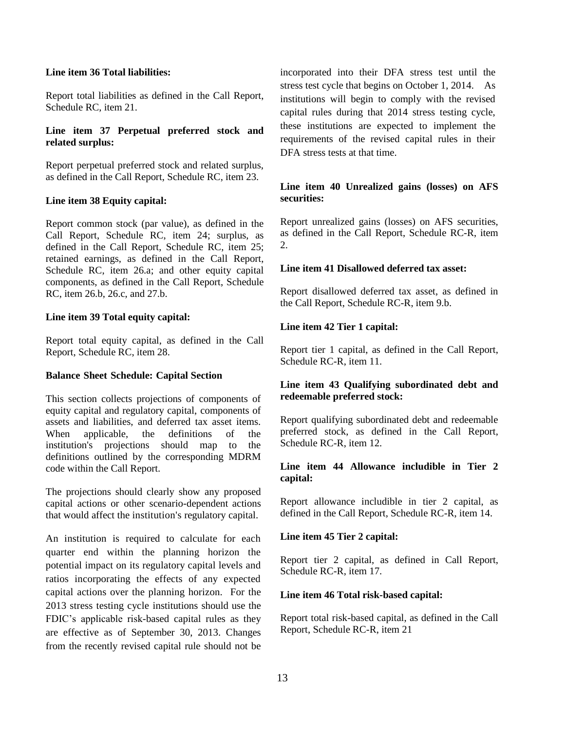**Line item 36 Total liabilities:**

Report total liabilities as defined in the Call Report, Schedule RC, item 21.

**Line item 37 Perpetual preferred stock and related surplus:**

Report perpetual preferred stock and related surplus, as defined in the Call Report, Schedule RC, item 23.

**Line item 38 Equity capital:**

Report common stock (par value), as defined in the Call Report, Schedule RC, item 24; surplus, as defined in the Call Report, Schedule RC, item 25; retained earnings, as defined in the Call Report, Schedule RC, item 26.a; and other equity capital components, as defined in the Call Report, Schedule RC, item 26.b, 26.c, and 27.b.

**Line item 39 Total equity capital:**

Report total equity capital, as defined in the Call Report, Schedule RC, item 28.

**Balance Sheet Schedule: Capital Section**

This section collects projections of components of equity capital and regulatory capital, components of assets and liabilities, and deferred tax asset items. When applicable, the definitions of the institution's projections should map to the definitions outlined by the corresponding MDRM code within the Call Report.

The projections should clearly show any proposed capital actions or other scenario-dependent actions that would affect the institution's regulatory capital.

An institution is required to calculate for each quarter end within the planning horizon the potential impact on its regulatory capital levels and ratios incorporating the effects of any expected capital actions over the planning horizon. For the 2013 stress testing cycle institutions should use the FDIC's applicable risk-based capital rules as they are effective as of September 30, 2013. Changes from the recently revised capital rule should not be incorporated into their DFA stress test until the stress test cycle that begins on October 1, 2014. As institutions will begin to comply with the revised capital rules during that 2014 stress testing cycle, these institutions are expected to implement the requirements of the revised capital rules in their DFA stress tests at that time.

**Line item 40 Unrealized gains (losses) on AFS securities:**

Report unrealized gains (losses) on AFS securities, as defined in the Call Report, Schedule RC-R, item 2.

**Line item 41 Disallowed deferred tax asset:**

Report disallowed deferred tax asset, as defined in the Call Report, Schedule RC-R, item 9.b.

**Line item 42 Tier 1 capital:**

Report tier 1 capital, as defined in the Call Report, Schedule RC-R, item 11.

**Line item 43 Qualifying subordinated debt and redeemable preferred stock:**

Report qualifying subordinated debt and redeemable preferred stock, as defined in the Call Report, Schedule RC-R, item 12.

**Line item 44 Allowance includible in Tier 2 capital:**

Report allowance includible in tier 2 capital, as defined in the Call Report, Schedule RC-R, item 14.

**Line item 45 Tier 2 capital:**

Report tier 2 capital, as defined in Call Report, Schedule RC-R, item 17.

**Line item 46 Total risk-based capital:**

Report total risk-based capital, as defined in the Call Report, Schedule RC-R, item 21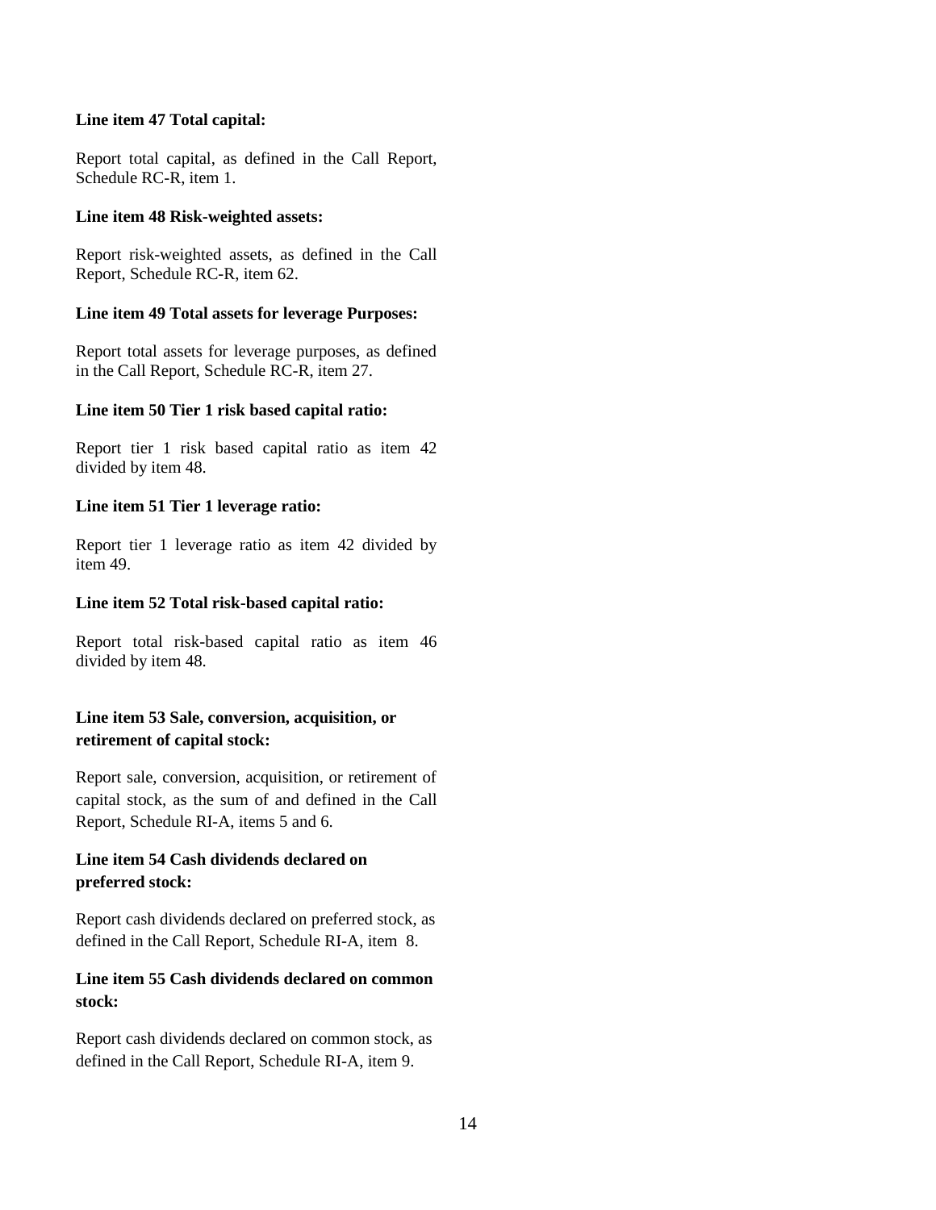**Line item 47 Total capital:**

Report total capital, as defined in the Call Report, Schedule RC-R, item 1.

**Line item 48 Risk-weighted assets:**

Report risk-weighted assets, as defined in the Call Report, Schedule RC-R, item 62.

**Line item 49 Total assets for leverage Purposes:**

Report total assets for leverage purposes, as defined in the Call Report, Schedule RC-R, item 27.

**Line item 50 Tier 1 risk based capital ratio:**

Report tier 1 risk based capital ratio as item 42 divided by item 48.

**Line item 51 Tier 1 leverage ratio:**

Report tier 1 leverage ratio as item 42 divided by item 49.

**Line item 52 Total risk-based capital ratio:**

Report total risk-based capital ratio as item 46 divided by item 48.

**Line item 53 Sale, conversion, acquisition, or retirement of capital stock:**

Report sale, conversion, acquisition, or retirement of capital stock, as the sum of and defined in the Call Report, Schedule RI-A, items 5 and 6.

**Line item 54 Cash dividends declared on preferred stock:**

Report cash dividends declared on preferred stock, as defined in the Call Report, Schedule RI-A, item 8.

**Line item 55 Cash dividends declared on common stock:**

Report cash dividends declared on common stock, as defined in the Call Report, Schedule RI-A, item 9.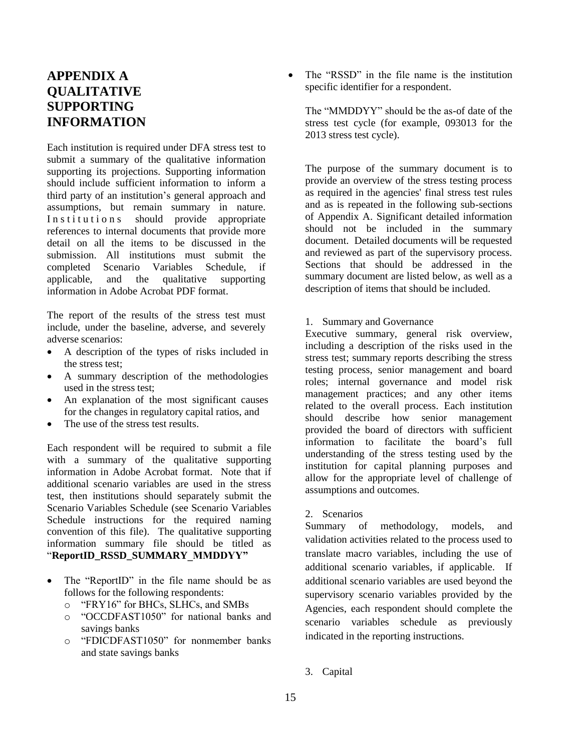# APPENDIX A QUALITATIVE SUPPORTING INFORMATION

Each institution is required under DFA stress test to submit a summary of the qualitative information supporting its projections. Supporting information should include sufficient information to inform a third party of an institution's general approach and assumptions, but remain summary in nature. Institutions should provide appropriate references to internal documents that provide more detail on all the items to be discussed in the submission. All institutions must submit the completed Scenario Variables Schedule, if applicable, and the qualitative supporting information in Adobe Acrobat PDF format.

The report of the results of the stress test must include, under the baseline, adverse, and severely adverse scenarios:

- A description of the types of risks included in the stress test;
- A summary description of the methodologies used in the stress test;
- An explanation of the most significant causes for the changes in regulatory capital ratios, and
- The use of the stress test results.

Each respondent will be required to submit a file with a summary of the qualitative supporting information in Adobe Acrobat format. Note that if additional scenario variables are used in the stress test, then institutions should separately submit the Scenario Variables Schedule (see Scenario Variables Schedule instructions for the required naming convention of this file). The qualitative supporting information summary file should be titled as "**ReportID_RSSD_SUMMARY_MMDDYY"**

- The "ReportID" in the file name should be as follows for the following respondents:
  - "FRY16" for BHCs, SLHCs, and SMBs
  - "OCCDFAST1050" for national banks and savings banks
  - "FDICDFAST1050" for nonmember banks and state savings banks
- The "RSSD" in the file name is the institution specific identifier for a respondent.

  The "MMDDYY" should be the as-of date of the stress test cycle (for example, 093013 for the 2013 stress test cycle).

The purpose of the summary document is to provide an overview of the stress testing process as required in the agencies' final stress test rules and as is repeated in the following sub-sections of Appendix A. Significant detailed information should not be included in the summary document. Detailed documents will be requested and reviewed as part of the supervisory process. Sections that should be addressed in the summary document are listed below, as well as a description of items that should be included.

1. Summary and Governance

Executive summary, general risk overview, including a description of the risks used in the stress test; summary reports describing the stress testing process, senior management and board roles; internal governance and model risk management practices; and any other items related to the overall process. Each institution should describe how senior management provided the board of directors with sufficient information to facilitate the board's full understanding of the stress testing used by the institution for capital planning purposes and allow for the appropriate level of challenge of assumptions and outcomes.

2. Scenarios

Summary of methodology, models, and validation activities related to the process used to translate macro variables, including the use of additional scenario variables, if applicable. If additional scenario variables are used beyond the supervisory scenario variables provided by the Agencies, each respondent should complete the scenario variables schedule as previously indicated in the reporting instructions.

3. Capital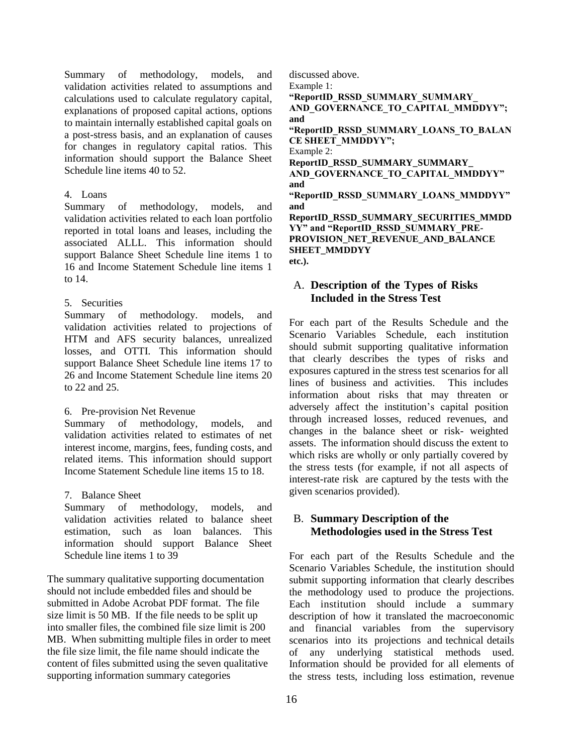Summary of methodology, models, and validation activities related to assumptions and calculations used to calculate regulatory capital, explanations of proposed capital actions, options to maintain internally established capital goals on a post-stress basis, and an explanation of causes for changes in regulatory capital ratios. This information should support the Balance Sheet Schedule line items 40 to 52.

4. Loans
Summary of methodology, models, and validation activities related to each loan portfolio reported in total loans and leases, including the associated ALLL. This information should support Balance Sheet Schedule line items 1 to 16 and Income Statement Schedule line items 1 to 14.

5. Securities
Summary of methodology. models, and validation activities related to projections of HTM and AFS security balances, unrealized losses, and OTTI. This information should support Balance Sheet Schedule line items 17 to 26 and Income Statement Schedule line items 20 to 22 and 25.

6. Pre-provision Net Revenue
Summary of methodology, models, and validation activities related to estimates of net interest income, margins, fees, funding costs, and related items. This information should support Income Statement Schedule line items 15 to 18.

7. Balance Sheet
Summary of methodology, models, and validation activities related to balance sheet estimation, such as loan balances. This information should support Balance Sheet Schedule line items 1 to 39

The summary qualitative supporting documentation should not include embedded files and should be submitted in Adobe Acrobat PDF format. The file size limit is 50 MB. If the file needs to be split up into smaller files, the combined file size limit is 200 MB. When submitting multiple files in order to meet the file size limit, the file name should indicate the content of files submitted using the seven qualitative supporting information summary categories discussed above.

Example 1:
**"ReportID_RSSD_SUMMARY_SUMMARY_ AND_GOVERNANCE_TO_CAPITAL_MMDDYY"; and "ReportID_RSSD_SUMMARY_LOANS_TO_BALANCE SHEET_MMDDYY";**

Example 2:
**ReportID_RSSD_SUMMARY_SUMMARY_ AND_GOVERNANCE_TO_CAPITAL_MMDDYY" and "ReportID_RSSD_SUMMARY_LOANS_MMDDYY" and ReportID_RSSD_SUMMARY_SECURITIES_MMDDYY" and "ReportID_RSSD_SUMMARY_PRE-PROVISION_NET_REVENUE_AND_BALANCE SHEET_MMDDYY etc.).**

## A. Description of the Types of Risks Included in the Stress Test

For each part of the Results Schedule and the Scenario Variables Schedule, each institution should submit supporting qualitative information that clearly describes the types of risks and exposures captured in the stress test scenarios for all lines of business and activities. This includes information about risks that may threaten or adversely affect the institution's capital position through increased losses, reduced revenues, and changes in the balance sheet or risk- weighted assets. The information should discuss the extent to which risks are wholly or only partially covered by the stress tests (for example, if not all aspects of interest-rate risk are captured by the tests with the given scenarios provided).

## B. Summary Description of the Methodologies used in the Stress Test

For each part of the Results Schedule and the Scenario Variables Schedule, the institution should submit supporting information that clearly describes the methodology used to produce the projections. Each institution should include a summary description of how it translated the macroeconomic and financial variables from the supervisory scenarios into its projections and technical details of any underlying statistical methods used. Information should be provided for all elements of the stress tests, including loss estimation, revenue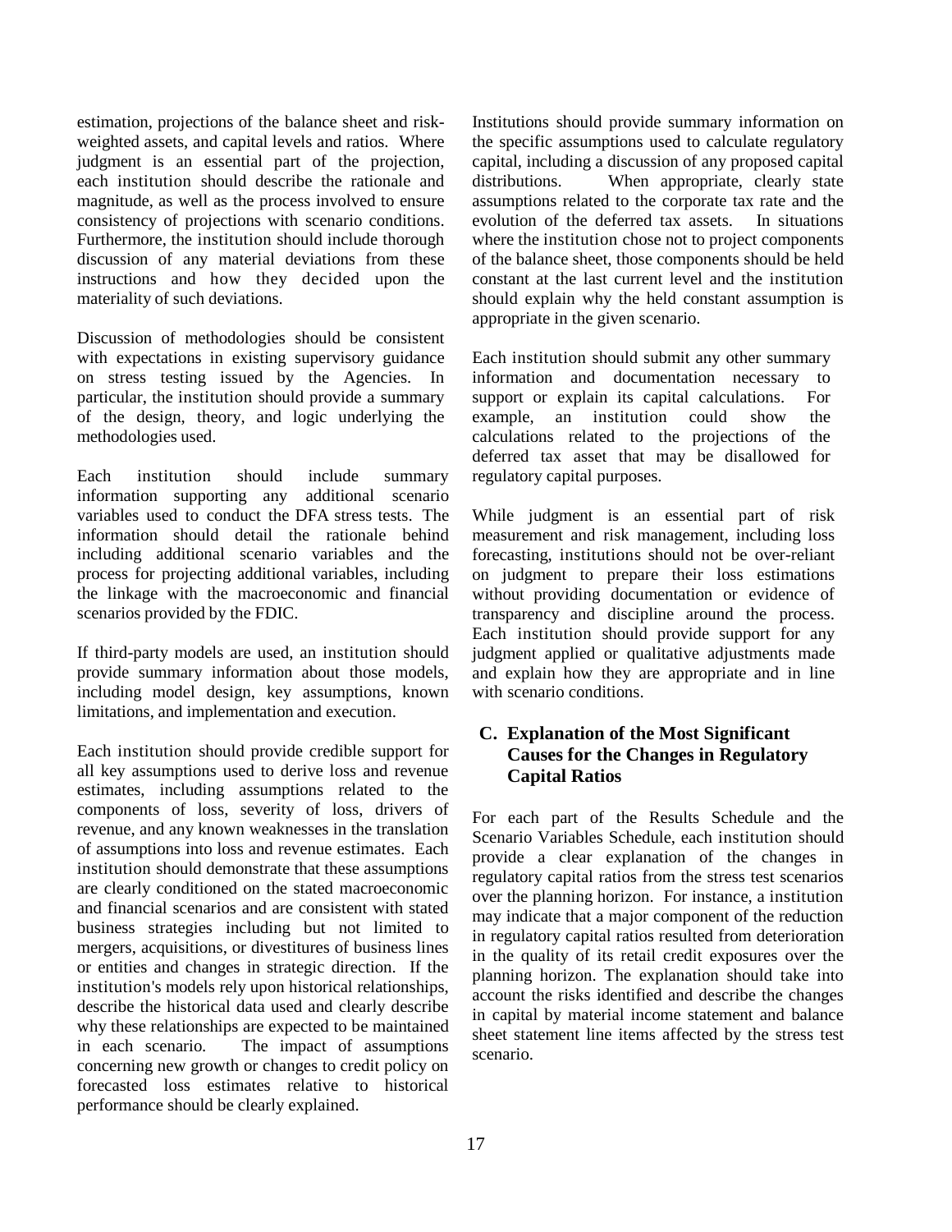estimation, projections of the balance sheet and risk-weighted assets, and capital levels and ratios. Where judgment is an essential part of the projection, each institution should describe the rationale and magnitude, as well as the process involved to ensure consistency of projections with scenario conditions. Furthermore, the institution should include thorough discussion of any material deviations from these instructions and how they decided upon the materiality of such deviations.

Discussion of methodologies should be consistent with expectations in existing supervisory guidance on stress testing issued by the Agencies. In particular, the institution should provide a summary of the design, theory, and logic underlying the methodologies used.

Each institution should include summary information supporting any additional scenario variables used to conduct the DFA stress tests. The information should detail the rationale behind including additional scenario variables and the process for projecting additional variables, including the linkage with the macroeconomic and financial scenarios provided by the FDIC.

If third-party models are used, an institution should provide summary information about those models, including model design, key assumptions, known limitations, and implementation and execution.

Each institution should provide credible support for all key assumptions used to derive loss and revenue estimates, including assumptions related to the components of loss, severity of loss, drivers of revenue, and any known weaknesses in the translation of assumptions into loss and revenue estimates. Each institution should demonstrate that these assumptions are clearly conditioned on the stated macroeconomic and financial scenarios and are consistent with stated business strategies including but not limited to mergers, acquisitions, or divestitures of business lines or entities and changes in strategic direction. If the institution's models rely upon historical relationships, describe the historical data used and clearly describe why these relationships are expected to be maintained in each scenario. The impact of assumptions concerning new growth or changes to credit policy on forecasted loss estimates relative to historical performance should be clearly explained.

Institutions should provide summary information on the specific assumptions used to calculate regulatory capital, including a discussion of any proposed capital distributions. When appropriate, clearly state assumptions related to the corporate tax rate and the evolution of the deferred tax assets. In situations where the institution chose not to project components of the balance sheet, those components should be held constant at the last current level and the institution should explain why the held constant assumption is appropriate in the given scenario.

Each institution should submit any other summary information and documentation necessary to support or explain its capital calculations. For example, an institution could show the calculations related to the projections of the deferred tax asset that may be disallowed for regulatory capital purposes.

While judgment is an essential part of risk measurement and risk management, including loss forecasting, institutions should not be over-reliant on judgment to prepare their loss estimations without providing documentation or evidence of transparency and discipline around the process. Each institution should provide support for any judgment applied or qualitative adjustments made and explain how they are appropriate and in line with scenario conditions.

## C. Explanation of the Most Significant Causes for the Changes in Regulatory Capital Ratios

For each part of the Results Schedule and the Scenario Variables Schedule, each institution should provide a clear explanation of the changes in regulatory capital ratios from the stress test scenarios over the planning horizon. For instance, a institution may indicate that a major component of the reduction in regulatory capital ratios resulted from deterioration in the quality of its retail credit exposures over the planning horizon. The explanation should take into account the risks identified and describe the changes in capital by material income statement and balance sheet statement line items affected by the stress test scenario.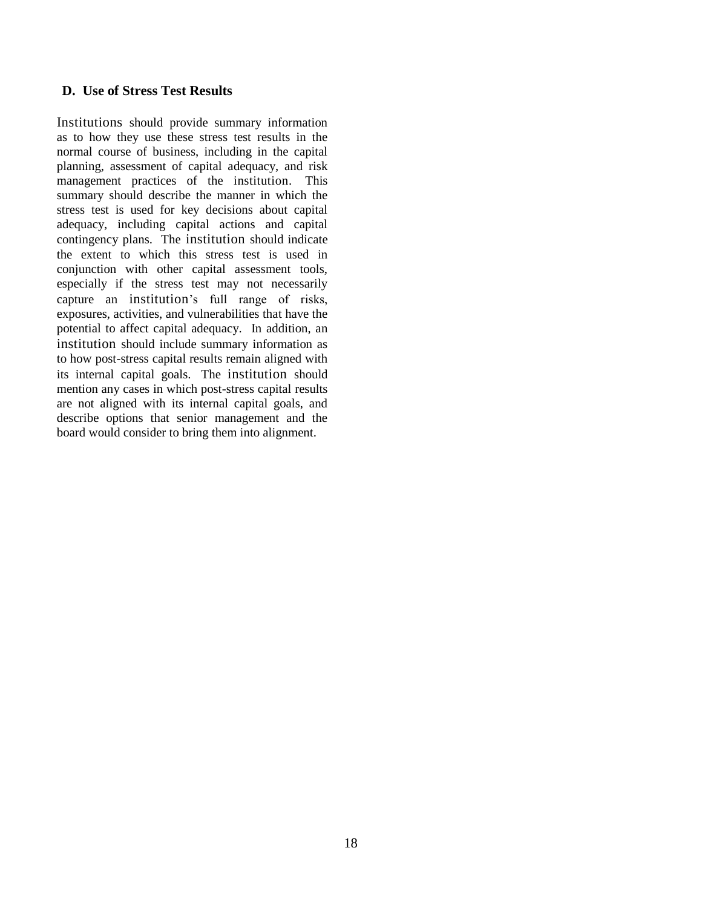### D. Use of Stress Test Results

Institutions should provide summary information as to how they use these stress test results in the normal course of business, including in the capital planning, assessment of capital adequacy, and risk management practices of the institution. This summary should describe the manner in which the stress test is used for key decisions about capital adequacy, including capital actions and capital contingency plans. The institution should indicate the extent to which this stress test is used in conjunction with other capital assessment tools, especially if the stress test may not necessarily capture an institution's full range of risks, exposures, activities, and vulnerabilities that have the potential to affect capital adequacy. In addition, an institution should include summary information as to how post-stress capital results remain aligned with its internal capital goals. The institution should mention any cases in which post-stress capital results are not aligned with its internal capital goals, and describe options that senior management and the board would consider to bring them into alignment.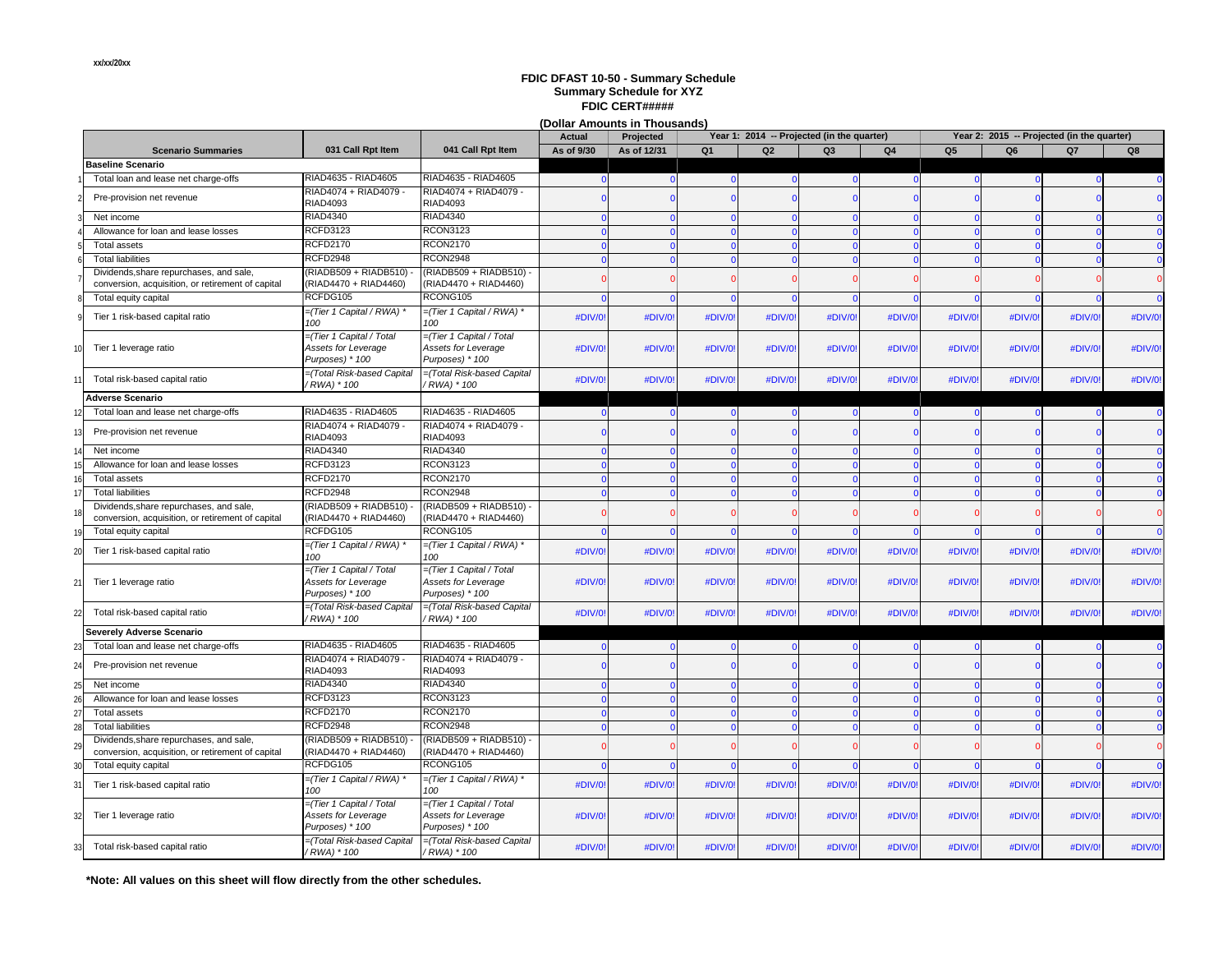xx/xx/20xx

# FDIC DFAST 10-50 - Summary Schedule
## Summary Schedule for XYZ
### FDIC CERT#####

**(Dollar Amounts in Thousands)**

| | Scenario Summaries | 031 Call Rpt Item | 041 Call Rpt Item | Actual | Projected | Year 1: 2014 -- Projected (in the quarter) | | | | Year 2: 2015 -- Projected (in the quarter) | | | |
|---|---|---|---|---|---|---|---|---|---|---|---|---|---|
| | | | | As of 9/30 | As of 12/31 | Q1 | Q2 | Q3 | Q4 | Q5 | Q6 | Q7 | Q8 |
| | **Baseline Scenario** | | | | | | | | | | | | |
| 1 | Total loan and lease net charge-offs | RIAD4635 - RIAD4605 | RIAD4635 - RIAD4605 | 0 | 0 | 0 | 0 | 0 | 0 | 0 | 0 | 0 | 0 |
| 2 | Pre-provision net revenue | RIAD4074 + RIAD4079 - RIAD4093 | RIAD4074 + RIAD4079 - RIAD4093 | 0 | 0 | 0 | 0 | 0 | 0 | 0 | 0 | 0 | 0 |
| 3 | Net income | RIAD4340 | RIAD4340 | 0 | 0 | 0 | 0 | 0 | 0 | 0 | 0 | 0 | 0 |
| 4 | Allowance for loan and lease losses | RCFD3123 | RCON3123 | 0 | 0 | 0 | 0 | 0 | 0 | 0 | 0 | 0 | 0 |
| 5 | Total assets | RCFD2170 | RCON2170 | 0 | 0 | 0 | 0 | 0 | 0 | 0 | 0 | 0 | 0 |
| 6 | Total liabilities | RCFD2948 | RCON2948 | 0 | 0 | 0 | 0 | 0 | 0 | 0 | 0 | 0 | 0 |
| 7 | Dividends,share repurchases, and sale, conversion, acquisition, or retirement of capital | (RIADB509 + RIADB510) - (RIAD4470 + RIAD4460) | (RIADB509 + RIADB510) - (RIAD4470 + RIAD4460) | 0 | 0 | 0 | 0 | 0 | 0 | 0 | 0 | 0 | 0 |
| 8 | Total equity capital | RCFDG105 | RCONG105 | 0 | 0 | 0 | 0 | 0 | 0 | 0 | 0 | 0 | 0 |
| 9 | Tier 1 risk-based capital ratio | *=(Tier 1 Capital / RWA) * 100* | *=(Tier 1 Capital / RWA) * 100* | #DIV/0! | #DIV/0! | #DIV/0! | #DIV/0! | #DIV/0! | #DIV/0! | #DIV/0! | #DIV/0! | #DIV/0! | #DIV/0! |
| 10 | Tier 1 leverage ratio | *=(Tier 1 Capital / Total Assets for Leverage Purposes) * 100* | *=(Tier 1 Capital / Total Assets for Leverage Purposes) * 100* | #DIV/0! | #DIV/0! | #DIV/0! | #DIV/0! | #DIV/0! | #DIV/0! | #DIV/0! | #DIV/0! | #DIV/0! | #DIV/0! |
| 11 | Total risk-based capital ratio | *=(Total Risk-based Capital / RWA) * 100* | *=(Total Risk-based Capital / RWA) * 100* | #DIV/0! | #DIV/0! | #DIV/0! | #DIV/0! | #DIV/0! | #DIV/0! | #DIV/0! | #DIV/0! | #DIV/0! | #DIV/0! |
| | **Adverse Scenario** | | | | | | | | | | | | |
| 12 | Total loan and lease net charge-offs | RIAD4635 - RIAD4605 | RIAD4635 - RIAD4605 | 0 | 0 | 0 | 0 | 0 | 0 | 0 | 0 | 0 | 0 |
| 13 | Pre-provision net revenue | RIAD4074 + RIAD4079 - RIAD4093 | RIAD4074 + RIAD4079 - RIAD4093 | 0 | 0 | 0 | 0 | 0 | 0 | 0 | 0 | 0 | 0 |
| 14 | Net income | RIAD4340 | RIAD4340 | 0 | 0 | 0 | 0 | 0 | 0 | 0 | 0 | 0 | 0 |
| 15 | Allowance for loan and lease losses | RCFD3123 | RCON3123 | 0 | 0 | 0 | 0 | 0 | 0 | 0 | 0 | 0 | 0 |
| 16 | Total assets | RCFD2170 | RCON2170 | 0 | 0 | 0 | 0 | 0 | 0 | 0 | 0 | 0 | 0 |
| 17 | Total liabilities | RCFD2948 | RCON2948 | 0 | 0 | 0 | 0 | 0 | 0 | 0 | 0 | 0 | 0 |
| 18 | Dividends,share repurchases, and sale, conversion, acquisition, or retirement of capital | (RIADB509 + RIADB510) - (RIAD4470 + RIAD4460) | (RIADB509 + RIADB510) - (RIAD4470 + RIAD4460) | 0 | 0 | 0 | 0 | 0 | 0 | 0 | 0 | 0 | 0 |
| 19 | Total equity capital | RCFDG105 | RCONG105 | 0 | 0 | 0 | 0 | 0 | 0 | 0 | 0 | 0 | 0 |
| 20 | Tier 1 risk-based capital ratio | *=(Tier 1 Capital / RWA) * 100* | *=(Tier 1 Capital / RWA) * 100* | #DIV/0! | #DIV/0! | #DIV/0! | #DIV/0! | #DIV/0! | #DIV/0! | #DIV/0! | #DIV/0! | #DIV/0! | #DIV/0! |
| 21 | Tier 1 leverage ratio | *=(Tier 1 Capital / Total Assets for Leverage Purposes) * 100* | *=(Tier 1 Capital / Total Assets for Leverage Purposes) * 100* | #DIV/0! | #DIV/0! | #DIV/0! | #DIV/0! | #DIV/0! | #DIV/0! | #DIV/0! | #DIV/0! | #DIV/0! | #DIV/0! |
| 22 | Total risk-based capital ratio | *=(Total Risk-based Capital / RWA) * 100* | *=(Total Risk-based Capital / RWA) * 100* | #DIV/0! | #DIV/0! | #DIV/0! | #DIV/0! | #DIV/0! | #DIV/0! | #DIV/0! | #DIV/0! | #DIV/0! | #DIV/0! |
| | **Severely Adverse Scenario** | | | | | | | | | | | | |
| 23 | Total loan and lease net charge-offs | RIAD4635 - RIAD4605 | RIAD4635 - RIAD4605 | 0 | 0 | 0 | 0 | 0 | 0 | 0 | 0 | 0 | 0 |
| 24 | Pre-provision net revenue | RIAD4074 + RIAD4079 - RIAD4093 | RIAD4074 + RIAD4079 - RIAD4093 | 0 | 0 | 0 | 0 | 0 | 0 | 0 | 0 | 0 | 0 |
| 25 | Net income | RIAD4340 | RIAD4340 | 0 | 0 | 0 | 0 | 0 | 0 | 0 | 0 | 0 | 0 |
| 26 | Allowance for loan and lease losses | RCFD3123 | RCON3123 | 0 | 0 | 0 | 0 | 0 | 0 | 0 | 0 | 0 | 0 |
| 27 | Total assets | RCFD2170 | RCON2170 | 0 | 0 | 0 | 0 | 0 | 0 | 0 | 0 | 0 | 0 |
| 28 | Total liabilities | RCFD2948 | RCON2948 | 0 | 0 | 0 | 0 | 0 | 0 | 0 | 0 | 0 | 0 |
| 29 | Dividends,share repurchases, and sale, conversion, acquisition, or retirement of capital | (RIADB509 + RIADB510) - (RIAD4470 + RIAD4460) | (RIADB509 + RIADB510) - (RIAD4470 + RIAD4460) | 0 | 0 | 0 | 0 | 0 | 0 | 0 | 0 | 0 | 0 |
| 30 | Total equity capital | RCFDG105 | RCONG105 | 0 | 0 | 0 | 0 | 0 | 0 | 0 | 0 | 0 | 0 |
| 31 | Tier 1 risk-based capital ratio | *=(Tier 1 Capital / RWA) * 100* | *=(Tier 1 Capital / RWA) * 100* | #DIV/0! | #DIV/0! | #DIV/0! | #DIV/0! | #DIV/0! | #DIV/0! | #DIV/0! | #DIV/0! | #DIV/0! | #DIV/0! |
| 32 | Tier 1 leverage ratio | *=(Tier 1 Capital / Total Assets for Leverage Purposes) * 100* | *=(Tier 1 Capital / Total Assets for Leverage Purposes) * 100* | #DIV/0! | #DIV/0! | #DIV/0! | #DIV/0! | #DIV/0! | #DIV/0! | #DIV/0! | #DIV/0! | #DIV/0! | #DIV/0! |
| 33 | Total risk-based capital ratio | *=(Total Risk-based Capital / RWA) * 100* | *=(Total Risk-based Capital / RWA) * 100* | #DIV/0! | #DIV/0! | #DIV/0! | #DIV/0! | #DIV/0! | #DIV/0! | #DIV/0! | #DIV/0! | #DIV/0! | #DIV/0! |

**\*Note: All values on this sheet will flow directly from the other schedules.**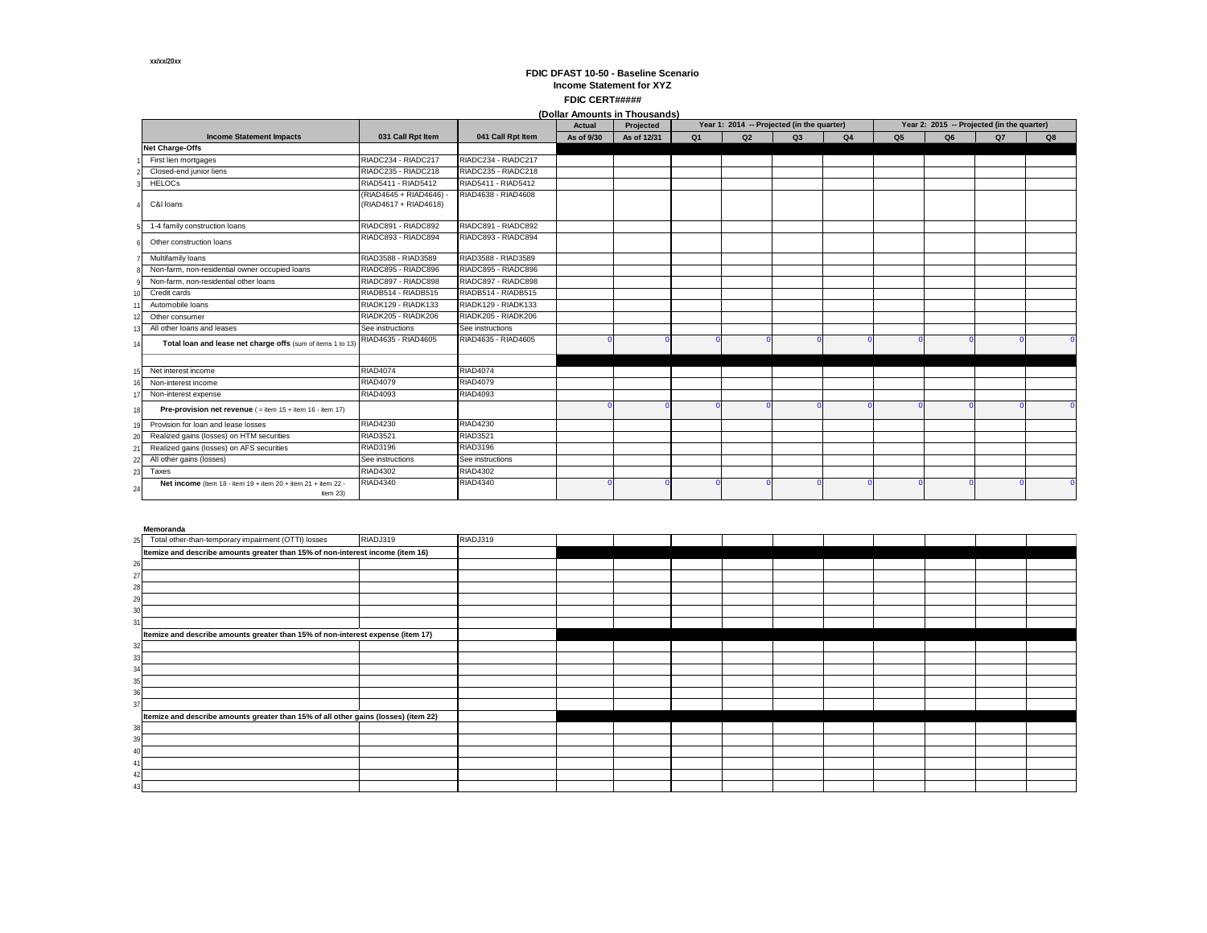xx/xx/20xx

# FDIC DFAST 10-50 - Baseline Scenario

## Income Statement for XYZ

**FDIC CERT#####**

**(Dollar Amounts in Thousands)**

| | Income Statement Impacts | 031 Call Rpt Item | 041 Call Rpt Item | Actual | Projected | Year 1: 2014 -- Projected (in the quarter) | | | | Year 2: 2015 -- Projected (in the quarter) | | | |
|---|---|---|---|---|---|---|---|---|---|---|---|---|---|
| | | | | As of 9/30 | As of 12/31 | Q1 | Q2 | Q3 | Q4 | Q5 | Q6 | Q7 | Q8 |
| | **Net Charge-Offs** | | | | | | | | | | | | |
| 1 | First lien mortgages | RIADC234 - RIADC217 | RIADC234 - RIADC217 | | | | | | | | | | |
| 2 | Closed-end junior liens | RIADC235 - RIADC218 | RIADC235 - RIADC218 | | | | | | | | | | |
| 3 | HELOCs | RIAD5411 - RIAD5412 | RIAD5411 - RIAD5412 | | | | | | | | | | |
| 4 | C&I loans | (RIAD4645 + RIAD4646) - (RIAD4617 + RIAD4618) | RIAD4638 - RIAD4608 | | | | | | | | | | |
| 5 | 1-4 family construction loans | RIADC891 - RIADC892 | RIADC891 - RIADC892 | | | | | | | | | | |
| 6 | Other construction loans | RIADC893 - RIADC894 | RIADC893 - RIADC894 | | | | | | | | | | |
| 7 | Multifamily loans | RIAD3588 - RIAD3589 | RIAD3588 - RIAD3589 | | | | | | | | | | |
| 8 | Non-farm, non-residential owner occupied loans | RIADC895 - RIADC896 | RIADC895 - RIADC896 | | | | | | | | | | |
| 9 | Non-farm, non-residential other loans | RIADC897 - RIADC898 | RIADC897 - RIADC898 | | | | | | | | | | |
| 10 | Credit cards | RIADB514 - RIADB515 | RIADB514 - RIADB515 | | | | | | | | | | |
| 11 | Automobile loans | RIADK129 - RIADK133 | RIADK129 - RIADK133 | | | | | | | | | | |
| 12 | Other consumer | RIADK205 - RIADK206 | RIADK205 - RIADK206 | | | | | | | | | | |
| 13 | All other loans and leases | See instructions | See instructions | | | | | | | | | | |
| 14 | **Total loan and lease net charge offs** (sum of items 1 to 13) | RIAD4635 - RIAD4605 | RIAD4635 - RIAD4605 | 0 | 0 | 0 | 0 | 0 | 0 | 0 | 0 | 0 | 0 |
| | | | | | | | | | | | | | |
| 15 | Net interest income | RIAD4074 | RIAD4074 | | | | | | | | | | |
| 16 | Non-interest income | RIAD4079 | RIAD4079 | | | | | | | | | | |
| 17 | Non-interest expense | RIAD4093 | RIAD4093 | | | | | | | | | | |
| 18 | **Pre-provision net revenue** ( = item 15 + item 16 - item 17) | | | 0 | 0 | 0 | 0 | 0 | 0 | 0 | 0 | 0 | 0 |
| 19 | Provision for loan and lease losses | RIAD4230 | RIAD4230 | | | | | | | | | | |
| 20 | Realized gains (losses) on HTM securities | RIAD3521 | RIAD3521 | | | | | | | | | | |
| 21 | Realized gains (losses) on AFS securities | RIAD3196 | RIAD3196 | | | | | | | | | | |
| 22 | All other gains (losses) | See instructions | See instructions | | | | | | | | | | |
| 23 | Taxes | RIAD4302 | RIAD4302 | | | | | | | | | | |
| 24 | **Net income** (item 18 - item 19 + item 20 + item 21 + item 22 - item 23) | RIAD4340 | RIAD4340 | 0 | 0 | 0 | 0 | 0 | 0 | 0 | 0 | 0 | 0 |

**Memoranda**

| | | | | | | | | | | | | | |
|---|---|---|---|---|---|---|---|---|---|---|---|---|---|
| 25 | Total other-than-temporary impairment (OTTI) losses | RIADJ319 | RIADJ319 | | | | | | | | | | |
| | **Itemize and describe amounts greater than 15% of non-interest income (item 16)** | | | | | | | | | | | | |
| 26 | | | | | | | | | | | | | |
| 27 | | | | | | | | | | | | | |
| 28 | | | | | | | | | | | | | |
| 29 | | | | | | | | | | | | | |
| 30 | | | | | | | | | | | | | |
| 31 | | | | | | | | | | | | | |
| | **Itemize and describe amounts greater than 15% of non-interest expense (item 17)** | | | | | | | | | | | | |
| 32 | | | | | | | | | | | | | |
| 33 | | | | | | | | | | | | | |
| 34 | | | | | | | | | | | | | |
| 35 | | | | | | | | | | | | | |
| 36 | | | | | | | | | | | | | |
| 37 | | | | | | | | | | | | | |
| | **Itemize and describe amounts greater than 15% of all other gains (losses) (item 22)** | | | | | | | | | | | | |
| 38 | | | | | | | | | | | | | |
| 39 | | | | | | | | | | | | | |
| 40 | | | | | | | | | | | | | |
| 41 | | | | | | | | | | | | | |
| 42 | | | | | | | | | | | | | |
| 43 | | | | | | | | | | | | | |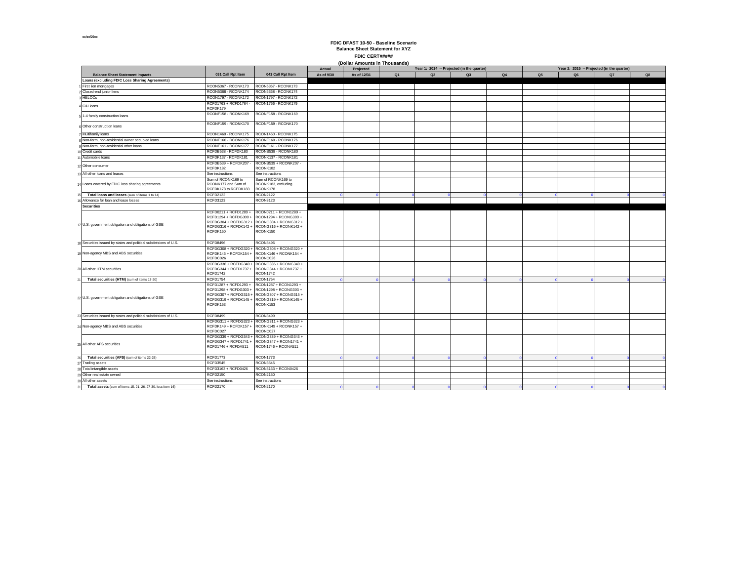xx/xx/20xx

**FDIC DFAST 10-50 - Baseline Scenario**
**Balance Sheet Statement for XYZ**
**FDIC CERT#####**
**(Dollar Amounts in Thousands)**

| | Balance Sheet Statement Impacts | 031 Call Rpt Item | 041 Call Rpt Item | Actual | Projected | Year 1: 2014 -- Projected (in the quarter) | | | | Year 2: 2015 -- Projected (in the quarter) | | | |
|---|---|---|---|---|---|---|---|---|---|---|---|---|---|
| | | | | As of 9/30 | As of 12/31 | Q1 | Q2 | Q3 | Q4 | Q5 | Q6 | Q7 | Q8 |
| | **Loans (excluding FDIC Loss Sharing Agreements)** | | | | | | | | | | | | |
| 1 | First lien mortgages | RCON5367 - RCONK173 | RCON5367 - RCONK173 | | | | | | | | | | |
| 2 | Closed-end junior liens | RCON5368 - RCONK174 | RCON5368 - RCONK174 | | | | | | | | | | |
| 3 | HELOCs | RCON1797 - RCONK172 | RCON1797 - RCONK172 | | | | | | | | | | |
| 4 | C&I loans | RCFD1763 + RCFD1764 - RCFDK179 | RCON1766 - RCONK179 | | | | | | | | | | |
| 5 | 1-4 family construction loans | RCONF158 - RCONK169 | RCONF158 - RCONK169 | | | | | | | | | | |
| 6 | Other construction loans | RCONF159 - RCONK170 | RCONF159 - RCONK170 | | | | | | | | | | |
| 7 | Multifamily loans | RCON1460 - RCONK175 | RCON1460 - RCONK175 | | | | | | | | | | |
| 8 | Non-farm, non-residential owner occupied loans | RCONF160 - RCONK176 | RCONF160 - RCONK176 | | | | | | | | | | |
| 9 | Non-farm, non-residential other loans | RCONF161 - RCONK177 | RCONF161 - RCONK177 | | | | | | | | | | |
| 10 | Credit cards | RCFDB538 - RCFDK180 | RCONB538 - RCONK180 | | | | | | | | | | |
| 11 | Automobile loans | RCFDK137 - RCFDK181 | RCONK137 - RCONK181 | | | | | | | | | | |
| 12 | Other consumer | RCFDB539 + RCFDK207 - RCFDK182 | RCONB539 + RCONK207 - RCONK182 | | | | | | | | | | |
| 13 | All other loans and leases | See instructions | See instructions | | | | | | | | | | |
| 14 | Loans covered by FDIC loss sharing agreements | Sum of RCONK169 to RCONK177 and Sum of RCFDK178 to RCFDK183 | Sum of RCONK169 to RCONK183, excluding RCONK178 | | | | | | | | | | |
| 15 | **Total loans and leases** (sum of items 1 to 14) | RCFD2122 | RCON2122 | 0 | 0 | 0 | 0 | 0 | 0 | 0 | 0 | 0 | 0 |
| 16 | Allowance for loan and lease losses | RCFD3123 | RCON3123 | | | | | | | | | | |
| | **Securities** | | | | | | | | | | | | |
| 17 | U.S. government obligation and obligations of GSE | RCFD0211 + RCFD1289 + RCFD1294 + RCFDG300 + RCFDG304 + RCFDG312 + RCFDG316 + RCFDK142 + RCFDK150 | RCON0211 + RCON1289 + RCON1294 + RCONG300 + RCONG304 + RCONG312 + RCONG316 + RCONK142 + RCONK150 | | | | | | | | | | |
| 18 | Securities issued by states and political subdivisions of U.S. | RCFD8496 | RCON8496 | | | | | | | | | | |
| 19 | Non-agency MBS and ABS securities | RCFDG308 + RCFDG320 + RCFDK146 + RCFDK154 + RCFDC026 | RCONG308 + RCONG320 + RCONK146 + RCONK154 + RCONC026 | | | | | | | | | | |
| 20 | All other HTM securities | RCFDG336 + RCFDG340 + RCFDG344 + RCFD1737 + RCFD1742 | RCONG336 + RCONG340 + RCONG344 + RCON1737 + RCON1742 | | | | | | | | | | |
| 21 | **Total securities (HTM)** (sum of items 17-20) | RCFD1754 | RCON1754 | 0 | 0 | 0 | 0 | 0 | 0 | 0 | 0 | 0 | 0 |
| 22 | U.S. government obligation and obligations of GSE | RCFD1287 + RCFD1293 + RCFD1298 + RCFDG303 + RCFDG307 + RCFDG315 + RCFDG319 + RCFDK145 + RCFDK153 | RCON1287 + RCON1293 + RCON1298 + RCONG303 + RCONG307 + RCONG315 + RCONG319 + RCONK145 + RCONK153 | | | | | | | | | | |
| 23 | Securities issued by states and political subdivisions of U.S. | RCFD8499 | RCON8499 | | | | | | | | | | |
| 24 | Non-agency MBS and ABS securities | RCFDG311 + RCFDG323 + RCFDK149 + RCFDK157 + RCFDC027 | RCONG311 + RCONG323 + RCONK149 + RCONK157 + RCONC027 | | | | | | | | | | |
| 25 | All other AFS securities | RCFDG339 + RCFDG343 + RCFDG347 + RCFD1741 + RCFD1746 + RCFDA511 | RCONG339 + RCONG343 + RCONG347 + RCON1741 + RCON1746 + RCONA511 | | | | | | | | | | |
| 26 | **Total securities (AFS)** (sum of items 22-25) | RCFD1773 | RCON1773 | 0 | 0 | 0 | 0 | 0 | 0 | 0 | 0 | 0 | 0 |
| 27 | Trading assets | RCFD3545 | RCON3545 | | | | | | | | | | |
| 28 | Total intangible assets | RCFD3163 + RCFD0426 | RCON3163 + RCON0426 | | | | | | | | | | |
| 29 | Other real estate owned | RCFD2150 | RCON2150 | | | | | | | | | | |
| 30 | All other assets | See instructions | See instructions | | | | | | | | | | |
| 31 | **Total assets** (sum of items 15, 21, 26, 27-30, less item 16) | RCFD2170 | RCON2170 | 0 | 0 | 0 | 0 | 0 | 0 | 0 | 0 | 0 | 0 |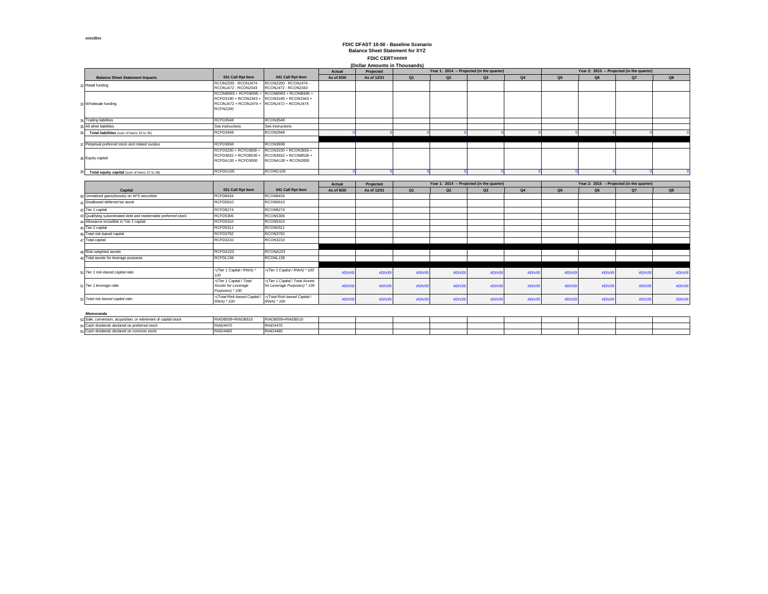xx/xx/20xx

# FDIC DFAST 10-50 - Baseline Scenario

## Balance Sheet Statement for XYZ

### FDIC CERT#####

**(Dollar Amounts in Thousands)**

| | Balance Sheet Statement Impacts | 031 Call Rpt Item | 041 Call Rpt Item | Actual As of 9/30 | Projected As of 12/31 | Year 1: 2014 -- Projected (in the quarter) Q1 | Q2 | Q3 | Q4 | Year 2: 2015 -- Projected (in the quarter) Q5 | Q6 | Q7 | Q8 |
|---|---|---|---|---|---|---|---|---|---|---|---|---|---|
| 32 | Retail funding | RCON2200 - RCONJ474 - RCONJ472 - RCON2343 | RCON2200 - RCONJ474 - RCONJ472 - RCON2343 | | | | | | | | | | |
| 33 | Wholesale funding | RCONB993 + RCFDB995 + RCFD3190 + RCON2343 + RCONJ472 + RCONJ474 + RCFN2200 | RCONB993 + RCONB995 + RCON3190 + RCON2343 + RCONJ472 + RCONJ474 | | | | | | | | | | |
| 34 | Trading liabilities | RCFD3548 | RCON3548 | | | | | | | | | | |
| 35 | All other liabilities | See instructions | See instructions | | | | | | | | | | |
| 36 | **Total liabilities** (sum of items 32 to 35) | RCFD2948 | RCON2948 | 0 | 0 | 0 | 0 | 0 | 0 | 0 | 0 | 0 | 0 |
| | | | | | | | | | | | | | |
| 37 | Perpetual preferred stock and related surplus | RCFD3838 | RCON3838 | | | | | | | | | | |
| 38 | Equity capital | RCFD3230 + RCFD3839 + RCFD3632 + RCFDB530 + RCFDA130 + RCFD3000 | RCON3230 + RCON3839 + RCON3632 + RCONB530 + RCONA130 + RCON3000 | | | | | | | | | | |
| 39 | **Total equity capital** (sum of items 37 to 38) | RCFDG105 | RCONG105 | 0 | 0 | 0 | 0 | 0 | 0 | 0 | 0 | 0 | 0 |

| | Capital | 031 Call Rpt Item | 041 Call Rpt Item | Actual As of 9/30 | Projected As of 12/31 | Year 1: 2014 -- Projected (in the quarter) Q1 | Q2 | Q3 | Q4 | Year 2: 2015 -- Projected (in the quarter) Q5 | Q6 | Q7 | Q8 |
|---|---|---|---|---|---|---|---|---|---|---|---|---|---|
| 40 | Unrealized gains(losses) on AFS securities | RCFD8434 | RCON8434 | | | | | | | | | | |
| 41 | Disallowed deferred tax asset | RCFD5610 | RCON5610 | | | | | | | | | | |
| 42 | Tier 1 capital | RCFD8274 | RCON8274 | | | | | | | | | | |
| 43 | Qualifying subordinated debt and redeemable preferred stock | RCFD5306 | RCON5306 | | | | | | | | | | |
| 44 | Allowance includible in Tier 2 capital | RCFD5310 | RCON5310 | | | | | | | | | | |
| 45 | Tier 2 capital | RCFD5311 | RCON5311 | | | | | | | | | | |
| 46 | Total risk-based capital | RCFD3792 | RCON3792 | | | | | | | | | | |
| 47 | Total capital | RCFD3210 | RCON3210 | | | | | | | | | | |
| | | | | | | | | | | | | | |
| 48 | Risk-weighted assets | RCFDA223 | RCONA223 | | | | | | | | | | |
| 49 | Total assets for leverage purposes | RCFDL138 | RCONL138 | | | | | | | | | | |
| | | | | | | | | | | | | | |
| 50 | *Tier 1 risk-based capital ratio* | *=(Tier 1 Capital / RWA) \* 100* | *=(Tier 1 Capital / RWA) \* 100* | #DIV/0! | #DIV/0! | #DIV/0! | #DIV/0! | #DIV/0! | #DIV/0! | #DIV/0! | #DIV/0! | #DIV/0! | #DIV/0! |
| 51 | *Tier 1 leverage ratio* | *=(Tier 1 Capital / Total Assets for Leverage Purposes) \* 100* | *=(Tier 1 Capital / Total Assets for Leverage Purposes) \* 100* | #DIV/0! | #DIV/0! | #DIV/0! | #DIV/0! | #DIV/0! | #DIV/0! | #DIV/0! | #DIV/0! | #DIV/0! | #DIV/0! |
| 52 | *Total risk-based capital ratio* | *=(Total Risk-based Capital / RWA) \* 100* | *=(Total Risk-based Capital / RWA) \* 100* | #DIV/0! | #DIV/0! | #DIV/0! | #DIV/0! | #DIV/0! | #DIV/0! | #DIV/0! | #DIV/0! | #DIV/0! | #DIV/0! |

***Memoranda***

| | | | | | | | | | | | | | |
|---|---|---|---|---|---|---|---|---|---|---|---|---|---|
| 53 | Sale, conversion, acquisition, or retirement of capital stock | RIADB509+RIADB510 | RIADB509+RIADB510 | | | | | | | | | | |
| 54 | Cash dividends declared on preferred stock | RIAD4470 | RIAD4470 | | | | | | | | | | |
| 55 | Cash dividends declared on common stock | RIAD4460 | RIAD4460 | | | | | | | | | | |